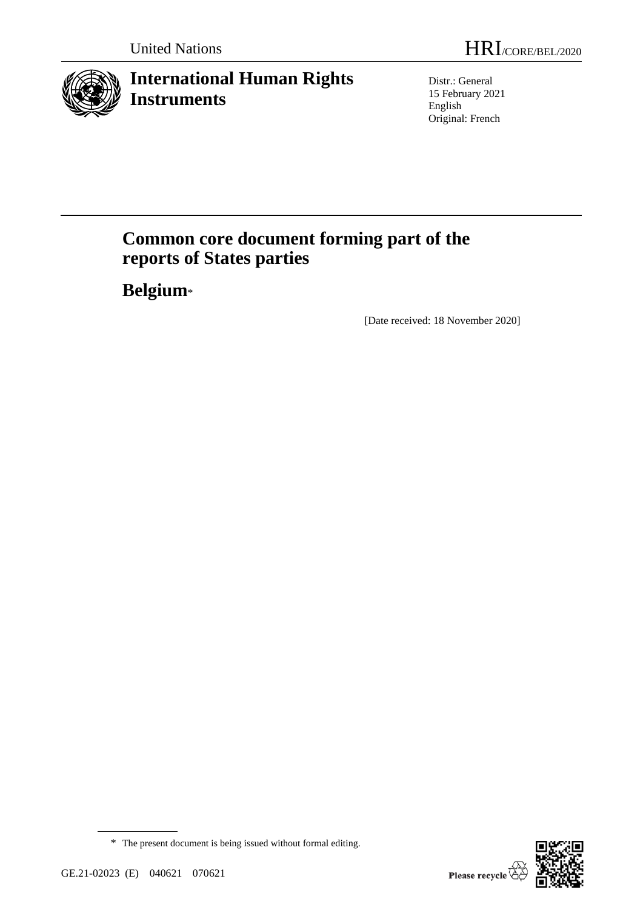United Nations

HRI/CORE/BEL/2020

# International Human Rights Instruments

Distr.: General
15 February 2021
English
Original: French

# Common core document forming part of the reports of States parties

## Belgium*

[Date received: 18 November 2020]

* The present document is being issued without formal editing.

GE.21-02023 (E) 040621 070621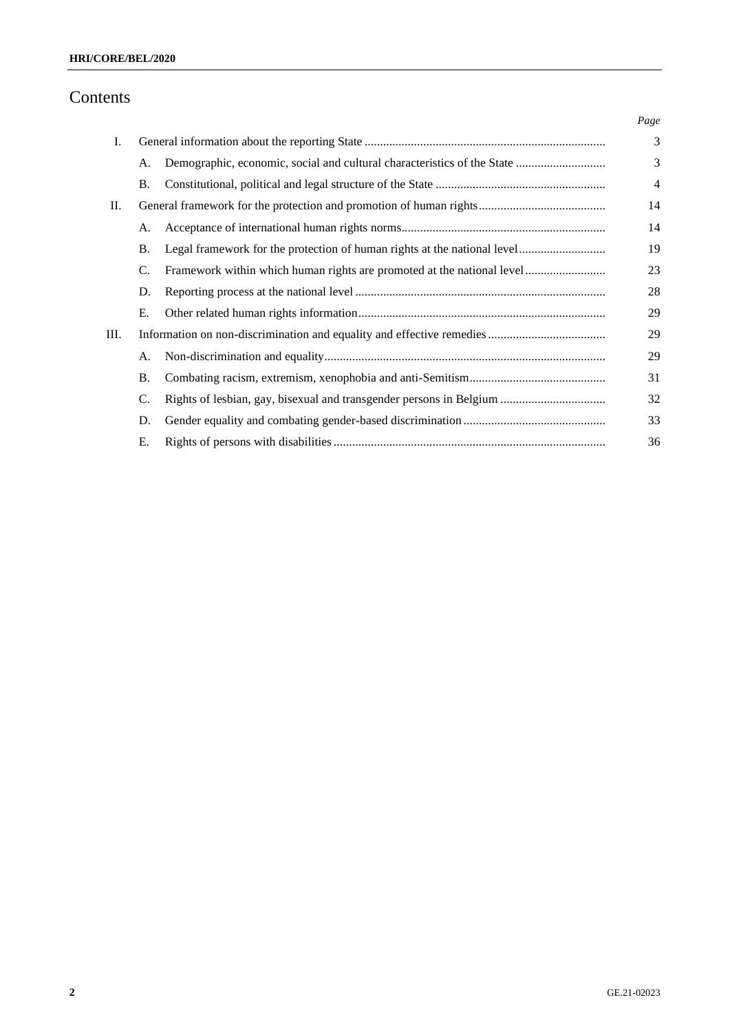# Contents

| | | | Page |
|---|---|---|---|
| I. | | General information about the reporting State | 3 |
| | A. | Demographic, economic, social and cultural characteristics of the State | 3 |
| | B. | Constitutional, political and legal structure of the State | 4 |
| II. | | General framework for the protection and promotion of human rights | 14 |
| | A. | Acceptance of international human rights norms | 14 |
| | B. | Legal framework for the protection of human rights at the national level | 19 |
| | C. | Framework within which human rights are promoted at the national level | 23 |
| | D. | Reporting process at the national level | 28 |
| | E. | Other related human rights information | 29 |
| III. | | Information on non-discrimination and equality and effective remedies | 29 |
| | A. | Non-discrimination and equality | 29 |
| | B. | Combating racism, extremism, xenophobia and anti-Semitism | 31 |
| | C. | Rights of lesbian, gay, bisexual and transgender persons in Belgium | 32 |
| | D. | Gender equality and combating gender-based discrimination | 33 |
| | E. | Rights of persons with disabilities | 36 |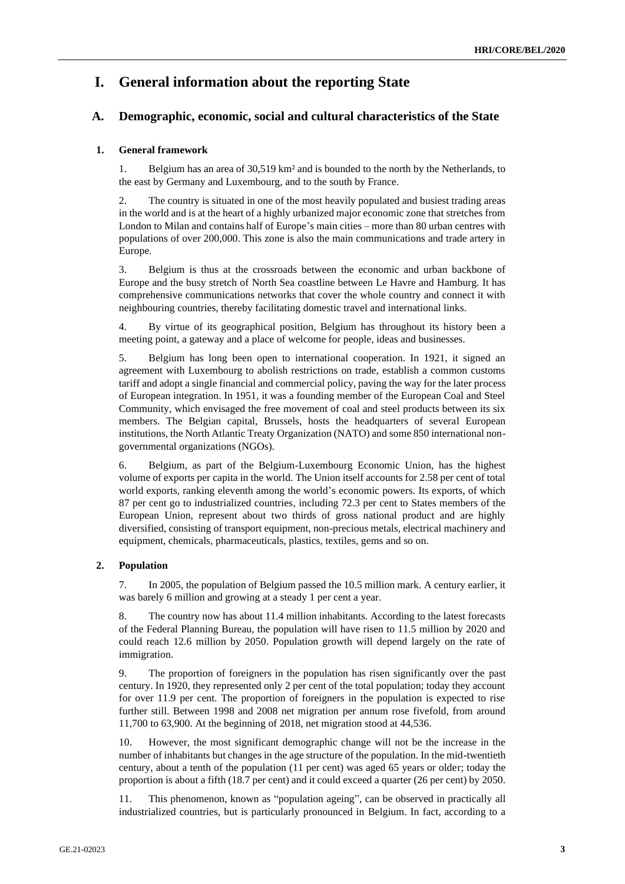# I. General information about the reporting State

## A. Demographic, economic, social and cultural characteristics of the State

### 1. General framework

1. Belgium has an area of 30,519 km² and is bounded to the north by the Netherlands, to the east by Germany and Luxembourg, and to the south by France.

2. The country is situated in one of the most heavily populated and busiest trading areas in the world and is at the heart of a highly urbanized major economic zone that stretches from London to Milan and contains half of Europe's main cities – more than 80 urban centres with populations of over 200,000. This zone is also the main communications and trade artery in Europe.

3. Belgium is thus at the crossroads between the economic and urban backbone of Europe and the busy stretch of North Sea coastline between Le Havre and Hamburg. It has comprehensive communications networks that cover the whole country and connect it with neighbouring countries, thereby facilitating domestic travel and international links.

4. By virtue of its geographical position, Belgium has throughout its history been a meeting point, a gateway and a place of welcome for people, ideas and businesses.

5. Belgium has long been open to international cooperation. In 1921, it signed an agreement with Luxembourg to abolish restrictions on trade, establish a common customs tariff and adopt a single financial and commercial policy, paving the way for the later process of European integration. In 1951, it was a founding member of the European Coal and Steel Community, which envisaged the free movement of coal and steel products between its six members. The Belgian capital, Brussels, hosts the headquarters of several European institutions, the North Atlantic Treaty Organization (NATO) and some 850 international non-governmental organizations (NGOs).

6. Belgium, as part of the Belgium-Luxembourg Economic Union, has the highest volume of exports per capita in the world. The Union itself accounts for 2.58 per cent of total world exports, ranking eleventh among the world's economic powers. Its exports, of which 87 per cent go to industrialized countries, including 72.3 per cent to States members of the European Union, represent about two thirds of gross national product and are highly diversified, consisting of transport equipment, non-precious metals, electrical machinery and equipment, chemicals, pharmaceuticals, plastics, textiles, gems and so on.

### 2. Population

7. In 2005, the population of Belgium passed the 10.5 million mark. A century earlier, it was barely 6 million and growing at a steady 1 per cent a year.

8. The country now has about 11.4 million inhabitants. According to the latest forecasts of the Federal Planning Bureau, the population will have risen to 11.5 million by 2020 and could reach 12.6 million by 2050. Population growth will depend largely on the rate of immigration.

9. The proportion of foreigners in the population has risen significantly over the past century. In 1920, they represented only 2 per cent of the total population; today they account for over 11.9 per cent. The proportion of foreigners in the population is expected to rise further still. Between 1998 and 2008 net migration per annum rose fivefold, from around 11,700 to 63,900. At the beginning of 2018, net migration stood at 44,536.

10. However, the most significant demographic change will not be the increase in the number of inhabitants but changes in the age structure of the population. In the mid-twentieth century, about a tenth of the population (11 per cent) was aged 65 years or older; today the proportion is about a fifth (18.7 per cent) and it could exceed a quarter (26 per cent) by 2050.

11. This phenomenon, known as "population ageing", can be observed in practically all industrialized countries, but is particularly pronounced in Belgium. In fact, according to a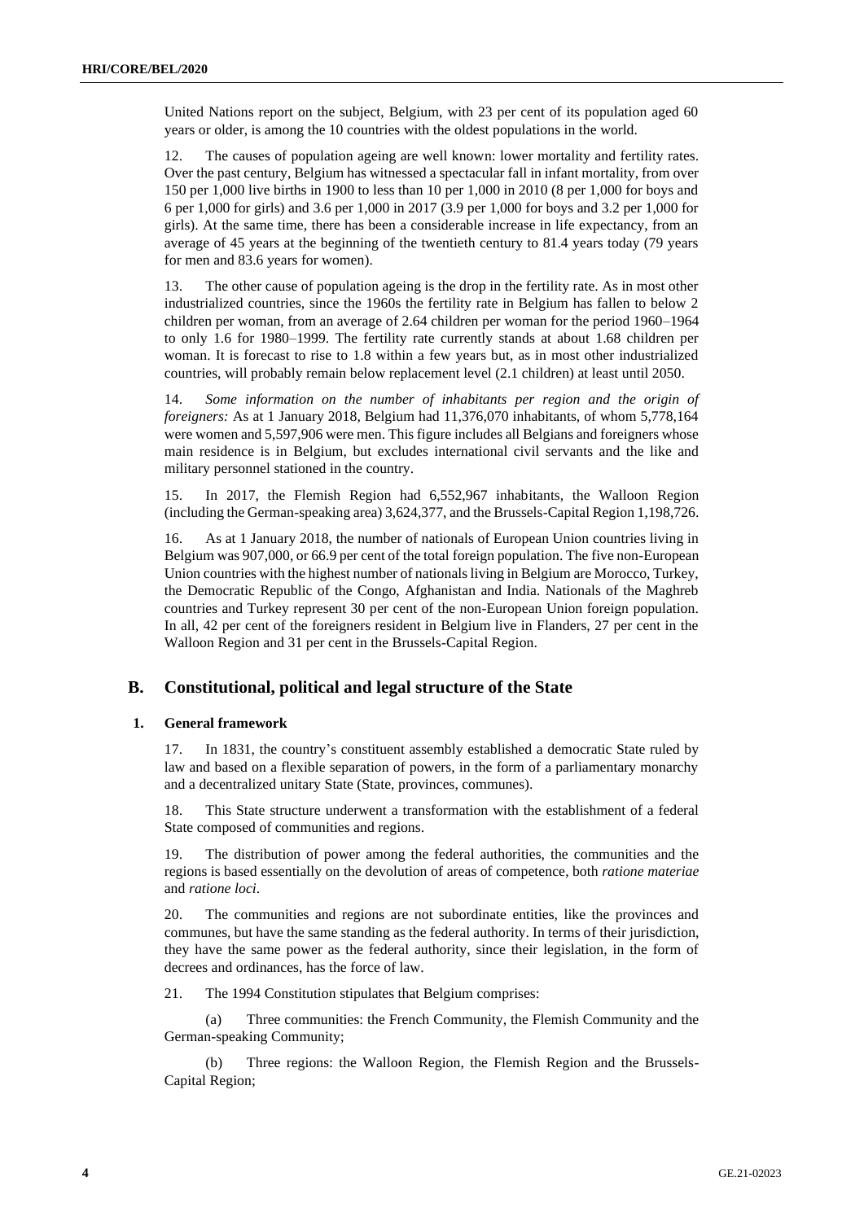United Nations report on the subject, Belgium, with 23 per cent of its population aged 60 years or older, is among the 10 countries with the oldest populations in the world.

12. The causes of population ageing are well known: lower mortality and fertility rates. Over the past century, Belgium has witnessed a spectacular fall in infant mortality, from over 150 per 1,000 live births in 1900 to less than 10 per 1,000 in 2010 (8 per 1,000 for boys and 6 per 1,000 for girls) and 3.6 per 1,000 in 2017 (3.9 per 1,000 for boys and 3.2 per 1,000 for girls). At the same time, there has been a considerable increase in life expectancy, from an average of 45 years at the beginning of the twentieth century to 81.4 years today (79 years for men and 83.6 years for women).

13. The other cause of population ageing is the drop in the fertility rate. As in most other industrialized countries, since the 1960s the fertility rate in Belgium has fallen to below 2 children per woman, from an average of 2.64 children per woman for the period 1960–1964 to only 1.6 for 1980–1999. The fertility rate currently stands at about 1.68 children per woman. It is forecast to rise to 1.8 within a few years but, as in most other industrialized countries, will probably remain below replacement level (2.1 children) at least until 2050.

14. *Some information on the number of inhabitants per region and the origin of foreigners:* As at 1 January 2018, Belgium had 11,376,070 inhabitants, of whom 5,778,164 were women and 5,597,906 were men. This figure includes all Belgians and foreigners whose main residence is in Belgium, but excludes international civil servants and the like and military personnel stationed in the country.

15. In 2017, the Flemish Region had 6,552,967 inhabitants, the Walloon Region (including the German-speaking area) 3,624,377, and the Brussels-Capital Region 1,198,726.

16. As at 1 January 2018, the number of nationals of European Union countries living in Belgium was 907,000, or 66.9 per cent of the total foreign population. The five non-European Union countries with the highest number of nationals living in Belgium are Morocco, Turkey, the Democratic Republic of the Congo, Afghanistan and India. Nationals of the Maghreb countries and Turkey represent 30 per cent of the non-European Union foreign population. In all, 42 per cent of the foreigners resident in Belgium live in Flanders, 27 per cent in the Walloon Region and 31 per cent in the Brussels-Capital Region.

## B. Constitutional, political and legal structure of the State

### 1. General framework

17. In 1831, the country's constituent assembly established a democratic State ruled by law and based on a flexible separation of powers, in the form of a parliamentary monarchy and a decentralized unitary State (State, provinces, communes).

18. This State structure underwent a transformation with the establishment of a federal State composed of communities and regions.

19. The distribution of power among the federal authorities, the communities and the regions is based essentially on the devolution of areas of competence, both *ratione materiae* and *ratione loci*.

20. The communities and regions are not subordinate entities, like the provinces and communes, but have the same standing as the federal authority. In terms of their jurisdiction, they have the same power as the federal authority, since their legislation, in the form of decrees and ordinances, has the force of law.

21. The 1994 Constitution stipulates that Belgium comprises:

(a) Three communities: the French Community, the Flemish Community and the German-speaking Community;

(b) Three regions: the Walloon Region, the Flemish Region and the Brussels-Capital Region;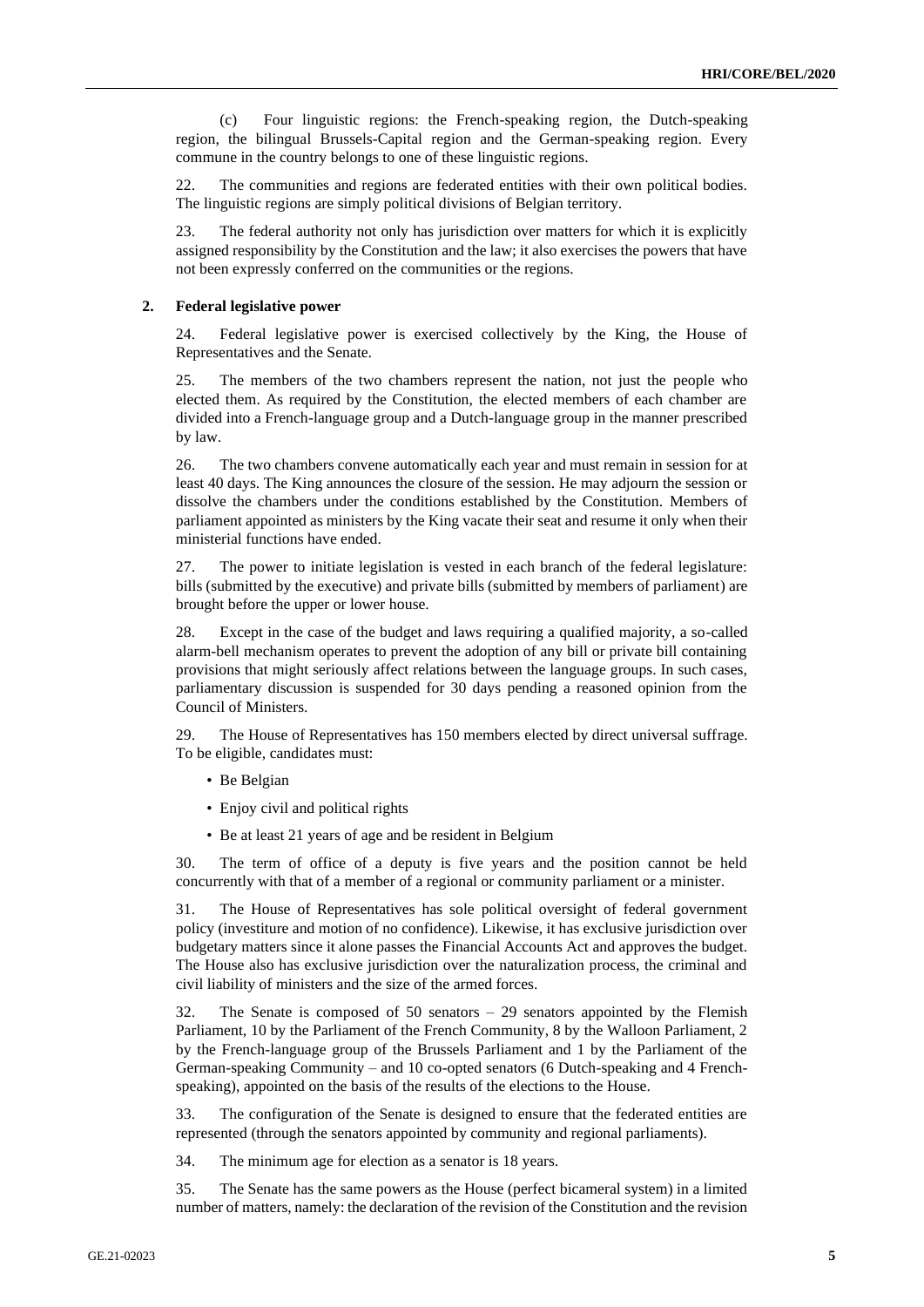(c) Four linguistic regions: the French-speaking region, the Dutch-speaking region, the bilingual Brussels-Capital region and the German-speaking region. Every commune in the country belongs to one of these linguistic regions.

22. The communities and regions are federated entities with their own political bodies. The linguistic regions are simply political divisions of Belgian territory.

23. The federal authority not only has jurisdiction over matters for which it is explicitly assigned responsibility by the Constitution and the law; it also exercises the powers that have not been expressly conferred on the communities or the regions.

### 2. Federal legislative power

24. Federal legislative power is exercised collectively by the King, the House of Representatives and the Senate.

25. The members of the two chambers represent the nation, not just the people who elected them. As required by the Constitution, the elected members of each chamber are divided into a French-language group and a Dutch-language group in the manner prescribed by law.

26. The two chambers convene automatically each year and must remain in session for at least 40 days. The King announces the closure of the session. He may adjourn the session or dissolve the chambers under the conditions established by the Constitution. Members of parliament appointed as ministers by the King vacate their seat and resume it only when their ministerial functions have ended.

27. The power to initiate legislation is vested in each branch of the federal legislature: bills (submitted by the executive) and private bills (submitted by members of parliament) are brought before the upper or lower house.

28. Except in the case of the budget and laws requiring a qualified majority, a so-called alarm-bell mechanism operates to prevent the adoption of any bill or private bill containing provisions that might seriously affect relations between the language groups. In such cases, parliamentary discussion is suspended for 30 days pending a reasoned opinion from the Council of Ministers.

29. The House of Representatives has 150 members elected by direct universal suffrage. To be eligible, candidates must:

- Be Belgian
- Enjoy civil and political rights
- Be at least 21 years of age and be resident in Belgium

30. The term of office of a deputy is five years and the position cannot be held concurrently with that of a member of a regional or community parliament or a minister.

31. The House of Representatives has sole political oversight of federal government policy (investiture and motion of no confidence). Likewise, it has exclusive jurisdiction over budgetary matters since it alone passes the Financial Accounts Act and approves the budget. The House also has exclusive jurisdiction over the naturalization process, the criminal and civil liability of ministers and the size of the armed forces.

32. The Senate is composed of 50 senators – 29 senators appointed by the Flemish Parliament, 10 by the Parliament of the French Community, 8 by the Walloon Parliament, 2 by the French-language group of the Brussels Parliament and 1 by the Parliament of the German-speaking Community – and 10 co-opted senators (6 Dutch-speaking and 4 French-speaking), appointed on the basis of the results of the elections to the House.

33. The configuration of the Senate is designed to ensure that the federated entities are represented (through the senators appointed by community and regional parliaments).

34. The minimum age for election as a senator is 18 years.

35. The Senate has the same powers as the House (perfect bicameral system) in a limited number of matters, namely: the declaration of the revision of the Constitution and the revision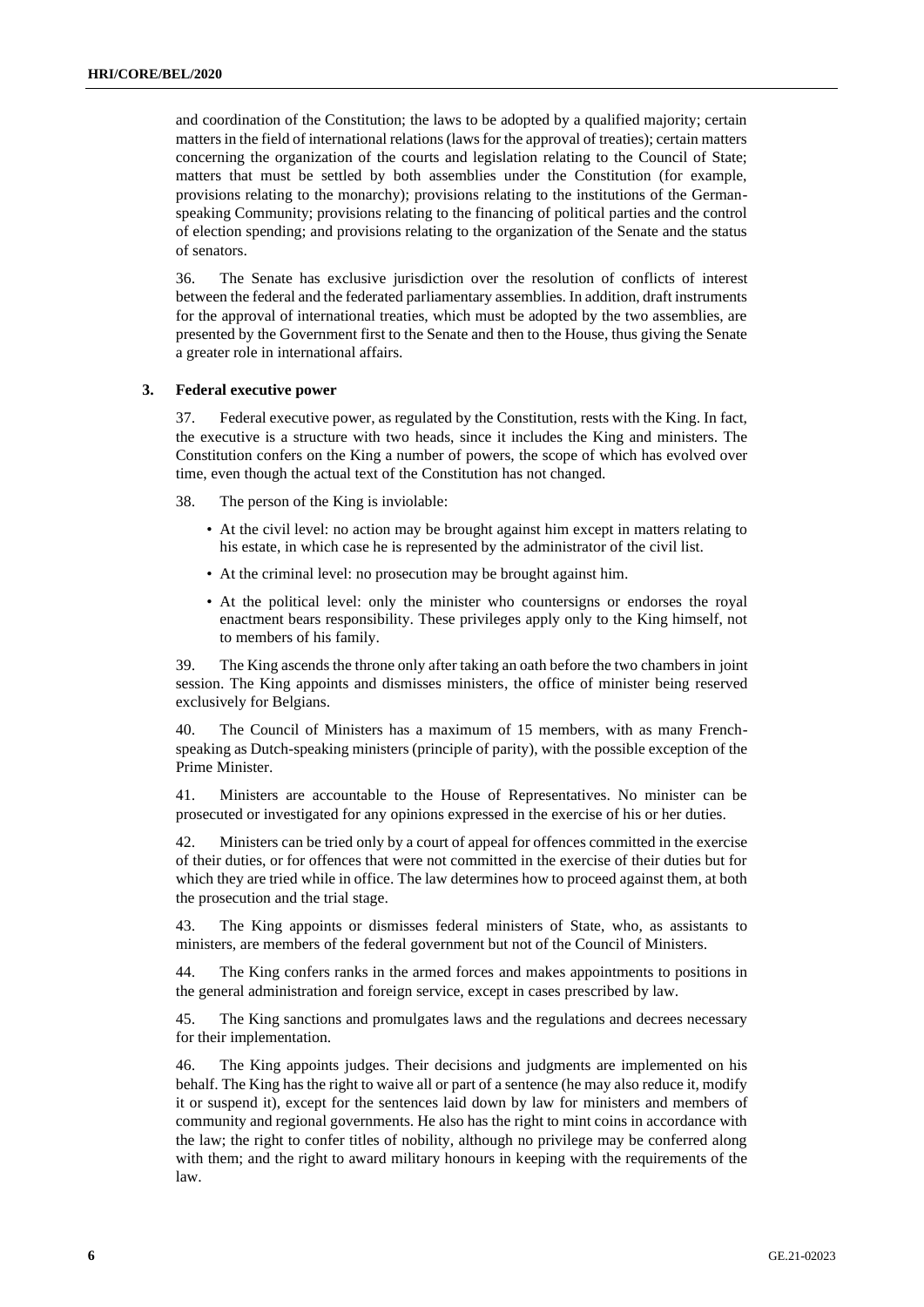and coordination of the Constitution; the laws to be adopted by a qualified majority; certain matters in the field of international relations (laws for the approval of treaties); certain matters concerning the organization of the courts and legislation relating to the Council of State; matters that must be settled by both assemblies under the Constitution (for example, provisions relating to the monarchy); provisions relating to the institutions of the German-speaking Community; provisions relating to the financing of political parties and the control of election spending; and provisions relating to the organization of the Senate and the status of senators.

36. The Senate has exclusive jurisdiction over the resolution of conflicts of interest between the federal and the federated parliamentary assemblies. In addition, draft instruments for the approval of international treaties, which must be adopted by the two assemblies, are presented by the Government first to the Senate and then to the House, thus giving the Senate a greater role in international affairs.

### 3. Federal executive power

37. Federal executive power, as regulated by the Constitution, rests with the King. In fact, the executive is a structure with two heads, since it includes the King and ministers. The Constitution confers on the King a number of powers, the scope of which has evolved over time, even though the actual text of the Constitution has not changed.

38. The person of the King is inviolable:

- At the civil level: no action may be brought against him except in matters relating to his estate, in which case he is represented by the administrator of the civil list.
- At the criminal level: no prosecution may be brought against him.
- At the political level: only the minister who countersigns or endorses the royal enactment bears responsibility. These privileges apply only to the King himself, not to members of his family.

39. The King ascends the throne only after taking an oath before the two chambers in joint session. The King appoints and dismisses ministers, the office of minister being reserved exclusively for Belgians.

40. The Council of Ministers has a maximum of 15 members, with as many French-speaking as Dutch-speaking ministers (principle of parity), with the possible exception of the Prime Minister.

41. Ministers are accountable to the House of Representatives. No minister can be prosecuted or investigated for any opinions expressed in the exercise of his or her duties.

42. Ministers can be tried only by a court of appeal for offences committed in the exercise of their duties, or for offences that were not committed in the exercise of their duties but for which they are tried while in office. The law determines how to proceed against them, at both the prosecution and the trial stage.

43. The King appoints or dismisses federal ministers of State, who, as assistants to ministers, are members of the federal government but not of the Council of Ministers.

44. The King confers ranks in the armed forces and makes appointments to positions in the general administration and foreign service, except in cases prescribed by law.

45. The King sanctions and promulgates laws and the regulations and decrees necessary for their implementation.

46. The King appoints judges. Their decisions and judgments are implemented on his behalf. The King has the right to waive all or part of a sentence (he may also reduce it, modify it or suspend it), except for the sentences laid down by law for ministers and members of community and regional governments. He also has the right to mint coins in accordance with the law; the right to confer titles of nobility, although no privilege may be conferred along with them; and the right to award military honours in keeping with the requirements of the law.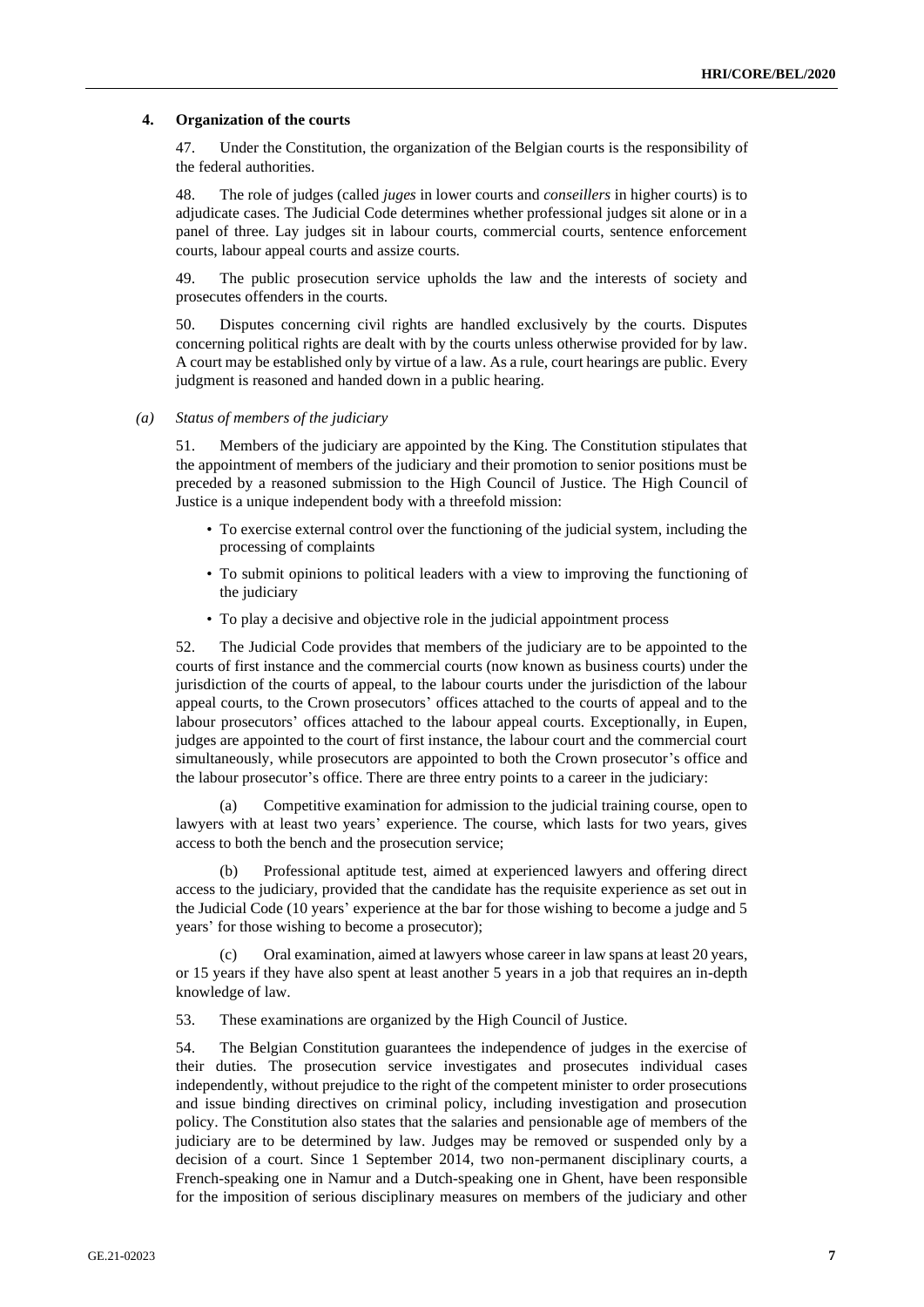### 4. Organization of the courts

47. Under the Constitution, the organization of the Belgian courts is the responsibility of the federal authorities.

48. The role of judges (called *juges* in lower courts and *conseillers* in higher courts) is to adjudicate cases. The Judicial Code determines whether professional judges sit alone or in a panel of three. Lay judges sit in labour courts, commercial courts, sentence enforcement courts, labour appeal courts and assize courts.

49. The public prosecution service upholds the law and the interests of society and prosecutes offenders in the courts.

50. Disputes concerning civil rights are handled exclusively by the courts. Disputes concerning political rights are dealt with by the courts unless otherwise provided for by law. A court may be established only by virtue of a law. As a rule, court hearings are public. Every judgment is reasoned and handed down in a public hearing.

#### *(a) Status of members of the judiciary*

51. Members of the judiciary are appointed by the King. The Constitution stipulates that the appointment of members of the judiciary and their promotion to senior positions must be preceded by a reasoned submission to the High Council of Justice. The High Council of Justice is a unique independent body with a threefold mission:

- To exercise external control over the functioning of the judicial system, including the processing of complaints
- To submit opinions to political leaders with a view to improving the functioning of the judiciary
- To play a decisive and objective role in the judicial appointment process

52. The Judicial Code provides that members of the judiciary are to be appointed to the courts of first instance and the commercial courts (now known as business courts) under the jurisdiction of the courts of appeal, to the labour courts under the jurisdiction of the labour appeal courts, to the Crown prosecutors' offices attached to the courts of appeal and to the labour prosecutors' offices attached to the labour appeal courts. Exceptionally, in Eupen, judges are appointed to the court of first instance, the labour court and the commercial court simultaneously, while prosecutors are appointed to both the Crown prosecutor's office and the labour prosecutor's office. There are three entry points to a career in the judiciary:

(a) Competitive examination for admission to the judicial training course, open to lawyers with at least two years' experience. The course, which lasts for two years, gives access to both the bench and the prosecution service;

(b) Professional aptitude test, aimed at experienced lawyers and offering direct access to the judiciary, provided that the candidate has the requisite experience as set out in the Judicial Code (10 years' experience at the bar for those wishing to become a judge and 5 years' for those wishing to become a prosecutor);

(c) Oral examination, aimed at lawyers whose career in law spans at least 20 years, or 15 years if they have also spent at least another 5 years in a job that requires an in-depth knowledge of law.

53. These examinations are organized by the High Council of Justice.

54. The Belgian Constitution guarantees the independence of judges in the exercise of their duties. The prosecution service investigates and prosecutes individual cases independently, without prejudice to the right of the competent minister to order prosecutions and issue binding directives on criminal policy, including investigation and prosecution policy. The Constitution also states that the salaries and pensionable age of members of the judiciary are to be determined by law. Judges may be removed or suspended only by a decision of a court. Since 1 September 2014, two non-permanent disciplinary courts, a French-speaking one in Namur and a Dutch-speaking one in Ghent, have been responsible for the imposition of serious disciplinary measures on members of the judiciary and other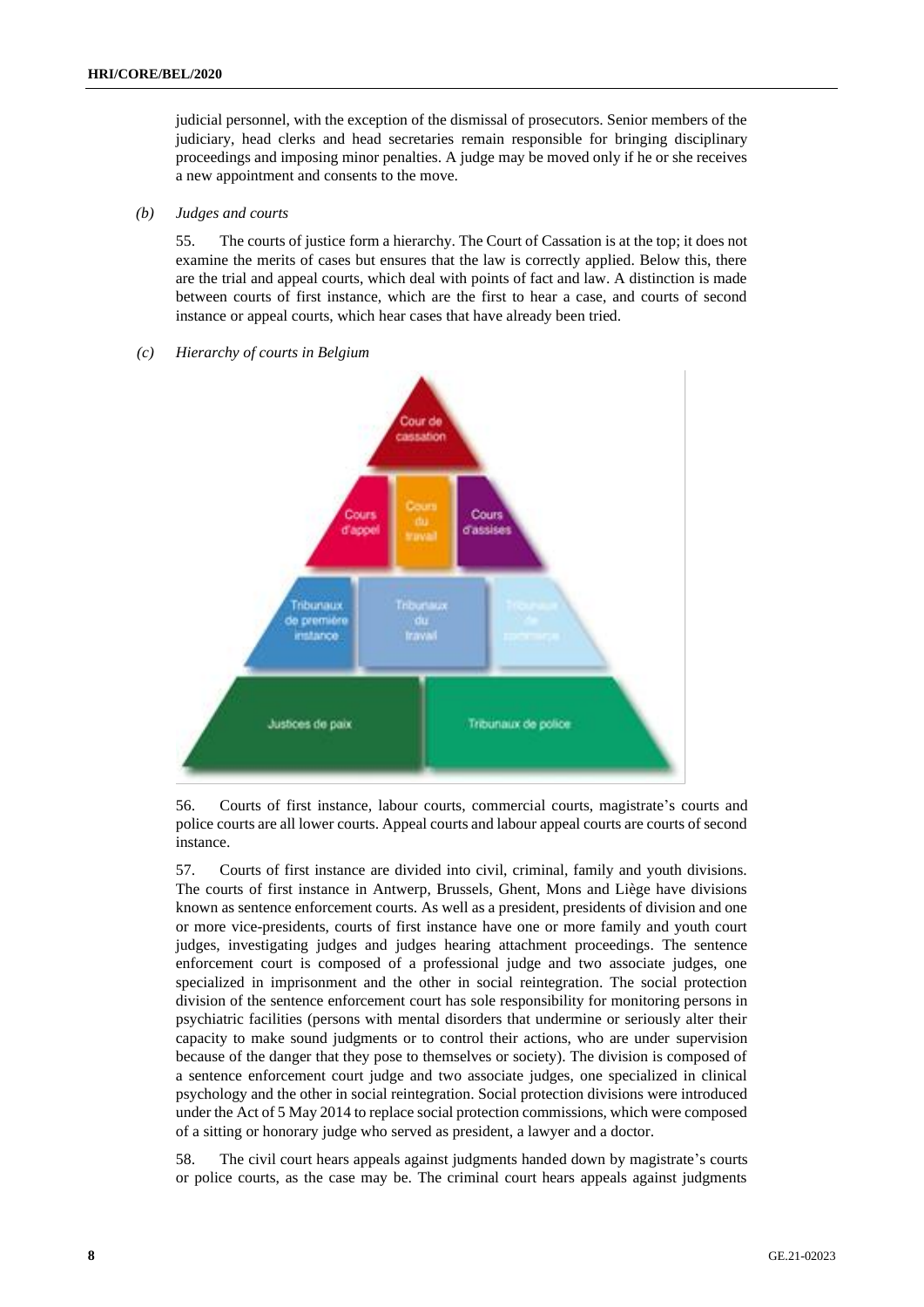judicial personnel, with the exception of the dismissal of prosecutors. Senior members of the judiciary, head clerks and head secretaries remain responsible for bringing disciplinary proceedings and imposing minor penalties. A judge may be moved only if he or she receives a new appointment and consents to the move.

*(b) Judges and courts*

55. The courts of justice form a hierarchy. The Court of Cassation is at the top; it does not examine the merits of cases but ensures that the law is correctly applied. Below this, there are the trial and appeal courts, which deal with points of fact and law. A distinction is made between courts of first instance, which are the first to hear a case, and courts of second instance or appeal courts, which hear cases that have already been tried.

*(c) Hierarchy of courts in Belgium*

Cour de cassation

Cours d'appel | Cours du travail | Cours d'assises

Tribunaux de première instance | Tribunaux du travail | Tribunaux de commerce

Justices de paix | Tribunaux de police

56. Courts of first instance, labour courts, commercial courts, magistrate's courts and police courts are all lower courts. Appeal courts and labour appeal courts are courts of second instance.

57. Courts of first instance are divided into civil, criminal, family and youth divisions. The courts of first instance in Antwerp, Brussels, Ghent, Mons and Liège have divisions known as sentence enforcement courts. As well as a president, presidents of division and one or more vice-presidents, courts of first instance have one or more family and youth court judges, investigating judges and judges hearing attachment proceedings. The sentence enforcement court is composed of a professional judge and two associate judges, one specialized in imprisonment and the other in social reintegration. The social protection division of the sentence enforcement court has sole responsibility for monitoring persons in psychiatric facilities (persons with mental disorders that undermine or seriously alter their capacity to make sound judgments or to control their actions, who are under supervision because of the danger that they pose to themselves or society). The division is composed of a sentence enforcement court judge and two associate judges, one specialized in clinical psychology and the other in social reintegration. Social protection divisions were introduced under the Act of 5 May 2014 to replace social protection commissions, which were composed of a sitting or honorary judge who served as president, a lawyer and a doctor.

58. The civil court hears appeals against judgments handed down by magistrate's courts or police courts, as the case may be. The criminal court hears appeals against judgments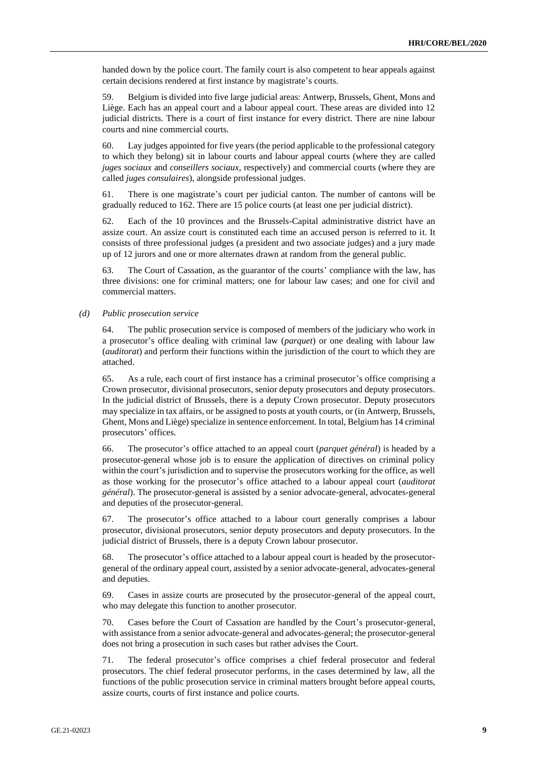handed down by the police court. The family court is also competent to hear appeals against certain decisions rendered at first instance by magistrate's courts.

59. Belgium is divided into five large judicial areas: Antwerp, Brussels, Ghent, Mons and Liège. Each has an appeal court and a labour appeal court. These areas are divided into 12 judicial districts. There is a court of first instance for every district. There are nine labour courts and nine commercial courts.

60. Lay judges appointed for five years (the period applicable to the professional category to which they belong) sit in labour courts and labour appeal courts (where they are called *juges sociaux* and *conseillers sociaux*, respectively) and commercial courts (where they are called *juges consulaires*), alongside professional judges.

61. There is one magistrate's court per judicial canton. The number of cantons will be gradually reduced to 162. There are 15 police courts (at least one per judicial district).

62. Each of the 10 provinces and the Brussels-Capital administrative district have an assize court. An assize court is constituted each time an accused person is referred to it. It consists of three professional judges (a president and two associate judges) and a jury made up of 12 jurors and one or more alternates drawn at random from the general public.

63. The Court of Cassation, as the guarantor of the courts' compliance with the law, has three divisions: one for criminal matters; one for labour law cases; and one for civil and commercial matters.

### *(d) Public prosecution service*

64. The public prosecution service is composed of members of the judiciary who work in a prosecutor's office dealing with criminal law (*parquet*) or one dealing with labour law (*auditorat*) and perform their functions within the jurisdiction of the court to which they are attached.

65. As a rule, each court of first instance has a criminal prosecutor's office comprising a Crown prosecutor, divisional prosecutors, senior deputy prosecutors and deputy prosecutors. In the judicial district of Brussels, there is a deputy Crown prosecutor. Deputy prosecutors may specialize in tax affairs, or be assigned to posts at youth courts, or (in Antwerp, Brussels, Ghent, Mons and Liège) specialize in sentence enforcement. In total, Belgium has 14 criminal prosecutors' offices.

66. The prosecutor's office attached to an appeal court (*parquet général*) is headed by a prosecutor-general whose job is to ensure the application of directives on criminal policy within the court's jurisdiction and to supervise the prosecutors working for the office, as well as those working for the prosecutor's office attached to a labour appeal court (*auditorat général*). The prosecutor-general is assisted by a senior advocate-general, advocates-general and deputies of the prosecutor-general.

67. The prosecutor's office attached to a labour court generally comprises a labour prosecutor, divisional prosecutors, senior deputy prosecutors and deputy prosecutors. In the judicial district of Brussels, there is a deputy Crown labour prosecutor.

68. The prosecutor's office attached to a labour appeal court is headed by the prosecutor-general of the ordinary appeal court, assisted by a senior advocate-general, advocates-general and deputies.

69. Cases in assize courts are prosecuted by the prosecutor-general of the appeal court, who may delegate this function to another prosecutor.

70. Cases before the Court of Cassation are handled by the Court's prosecutor-general, with assistance from a senior advocate-general and advocates-general; the prosecutor-general does not bring a prosecution in such cases but rather advises the Court.

71. The federal prosecutor's office comprises a chief federal prosecutor and federal prosecutors. The chief federal prosecutor performs, in the cases determined by law, all the functions of the public prosecution service in criminal matters brought before appeal courts, assize courts, courts of first instance and police courts.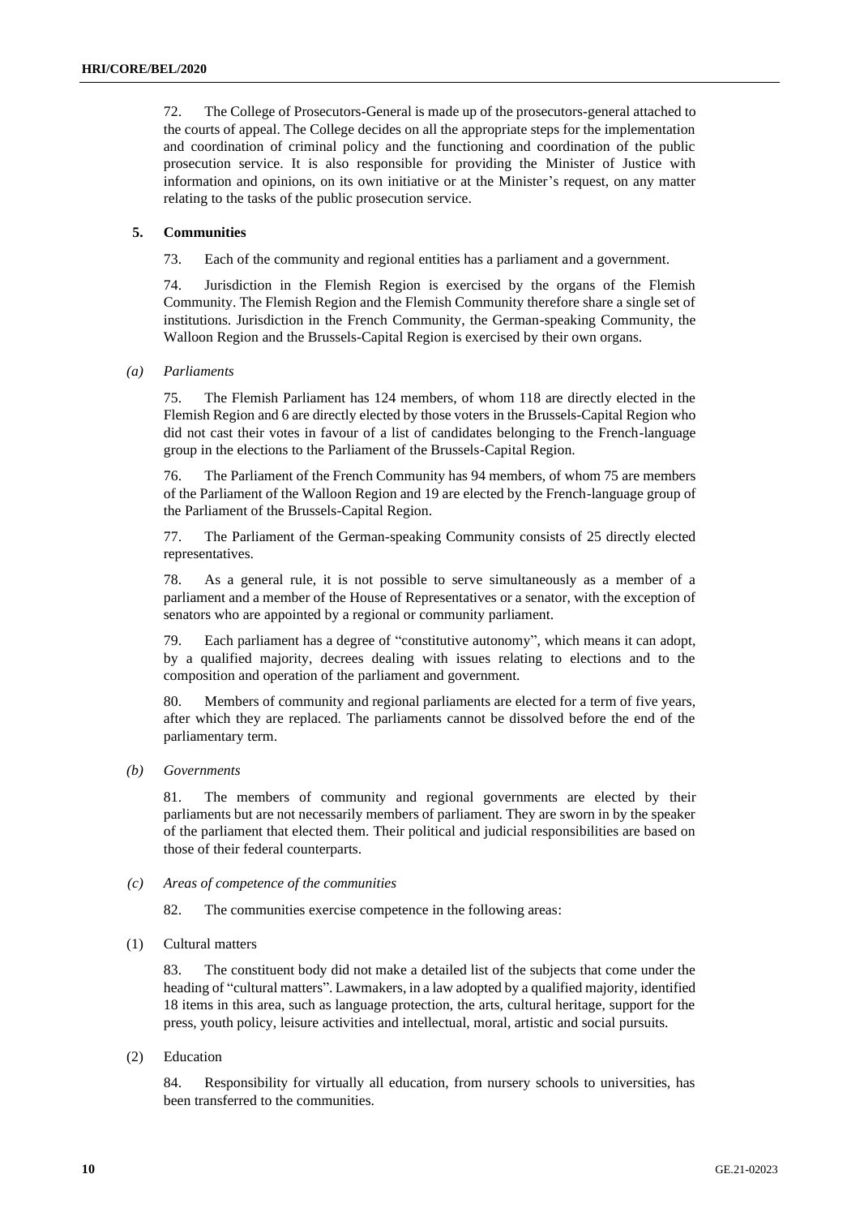72. The College of Prosecutors-General is made up of the prosecutors-general attached to the courts of appeal. The College decides on all the appropriate steps for the implementation and coordination of criminal policy and the functioning and coordination of the public prosecution service. It is also responsible for providing the Minister of Justice with information and opinions, on its own initiative or at the Minister's request, on any matter relating to the tasks of the public prosecution service.

### 5. Communities

73. Each of the community and regional entities has a parliament and a government.

74. Jurisdiction in the Flemish Region is exercised by the organs of the Flemish Community. The Flemish Region and the Flemish Community therefore share a single set of institutions. Jurisdiction in the French Community, the German-speaking Community, the Walloon Region and the Brussels-Capital Region is exercised by their own organs.

#### *(a) Parliaments*

75. The Flemish Parliament has 124 members, of whom 118 are directly elected in the Flemish Region and 6 are directly elected by those voters in the Brussels-Capital Region who did not cast their votes in favour of a list of candidates belonging to the French-language group in the elections to the Parliament of the Brussels-Capital Region.

76. The Parliament of the French Community has 94 members, of whom 75 are members of the Parliament of the Walloon Region and 19 are elected by the French-language group of the Parliament of the Brussels-Capital Region.

77. The Parliament of the German-speaking Community consists of 25 directly elected representatives.

78. As a general rule, it is not possible to serve simultaneously as a member of a parliament and a member of the House of Representatives or a senator, with the exception of senators who are appointed by a regional or community parliament.

79. Each parliament has a degree of "constitutive autonomy", which means it can adopt, by a qualified majority, decrees dealing with issues relating to elections and to the composition and operation of the parliament and government.

80. Members of community and regional parliaments are elected for a term of five years, after which they are replaced. The parliaments cannot be dissolved before the end of the parliamentary term.

#### *(b) Governments*

81. The members of community and regional governments are elected by their parliaments but are not necessarily members of parliament. They are sworn in by the speaker of the parliament that elected them. Their political and judicial responsibilities are based on those of their federal counterparts.

#### *(c) Areas of competence of the communities*

82. The communities exercise competence in the following areas:

(1) Cultural matters

83. The constituent body did not make a detailed list of the subjects that come under the heading of "cultural matters". Lawmakers, in a law adopted by a qualified majority, identified 18 items in this area, such as language protection, the arts, cultural heritage, support for the press, youth policy, leisure activities and intellectual, moral, artistic and social pursuits.

(2) Education

84. Responsibility for virtually all education, from nursery schools to universities, has been transferred to the communities.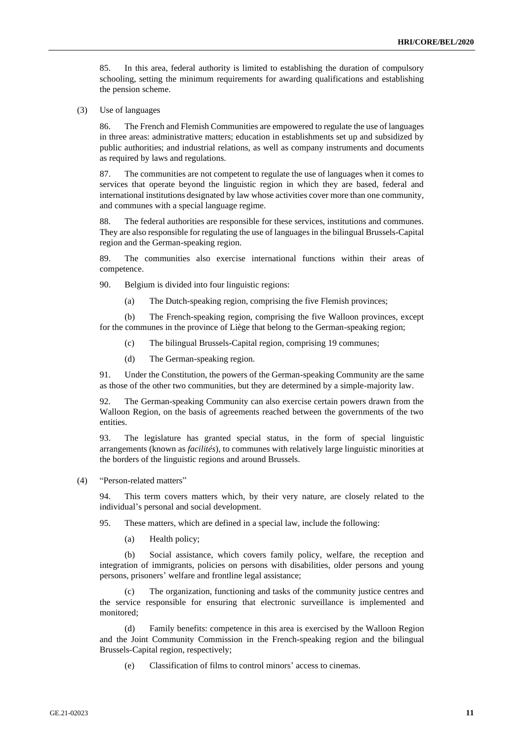85. In this area, federal authority is limited to establishing the duration of compulsory schooling, setting the minimum requirements for awarding qualifications and establishing the pension scheme.

(3) Use of languages

86. The French and Flemish Communities are empowered to regulate the use of languages in three areas: administrative matters; education in establishments set up and subsidized by public authorities; and industrial relations, as well as company instruments and documents as required by laws and regulations.

87. The communities are not competent to regulate the use of languages when it comes to services that operate beyond the linguistic region in which they are based, federal and international institutions designated by law whose activities cover more than one community, and communes with a special language regime.

88. The federal authorities are responsible for these services, institutions and communes. They are also responsible for regulating the use of languages in the bilingual Brussels-Capital region and the German-speaking region.

89. The communities also exercise international functions within their areas of competence.

90. Belgium is divided into four linguistic regions:

(a) The Dutch-speaking region, comprising the five Flemish provinces;

(b) The French-speaking region, comprising the five Walloon provinces, except for the communes in the province of Liège that belong to the German-speaking region;

(c) The bilingual Brussels-Capital region, comprising 19 communes;

(d) The German-speaking region.

91. Under the Constitution, the powers of the German-speaking Community are the same as those of the other two communities, but they are determined by a simple-majority law.

92. The German-speaking Community can also exercise certain powers drawn from the Walloon Region, on the basis of agreements reached between the governments of the two entities.

93. The legislature has granted special status, in the form of special linguistic arrangements (known as *facilités*), to communes with relatively large linguistic minorities at the borders of the linguistic regions and around Brussels.

(4) "Person-related matters"

94. This term covers matters which, by their very nature, are closely related to the individual's personal and social development.

95. These matters, which are defined in a special law, include the following:

(a) Health policy;

(b) Social assistance, which covers family policy, welfare, the reception and integration of immigrants, policies on persons with disabilities, older persons and young persons, prisoners' welfare and frontline legal assistance;

(c) The organization, functioning and tasks of the community justice centres and the service responsible for ensuring that electronic surveillance is implemented and monitored;

(d) Family benefits: competence in this area is exercised by the Walloon Region and the Joint Community Commission in the French-speaking region and the bilingual Brussels-Capital region, respectively;

(e) Classification of films to control minors' access to cinemas.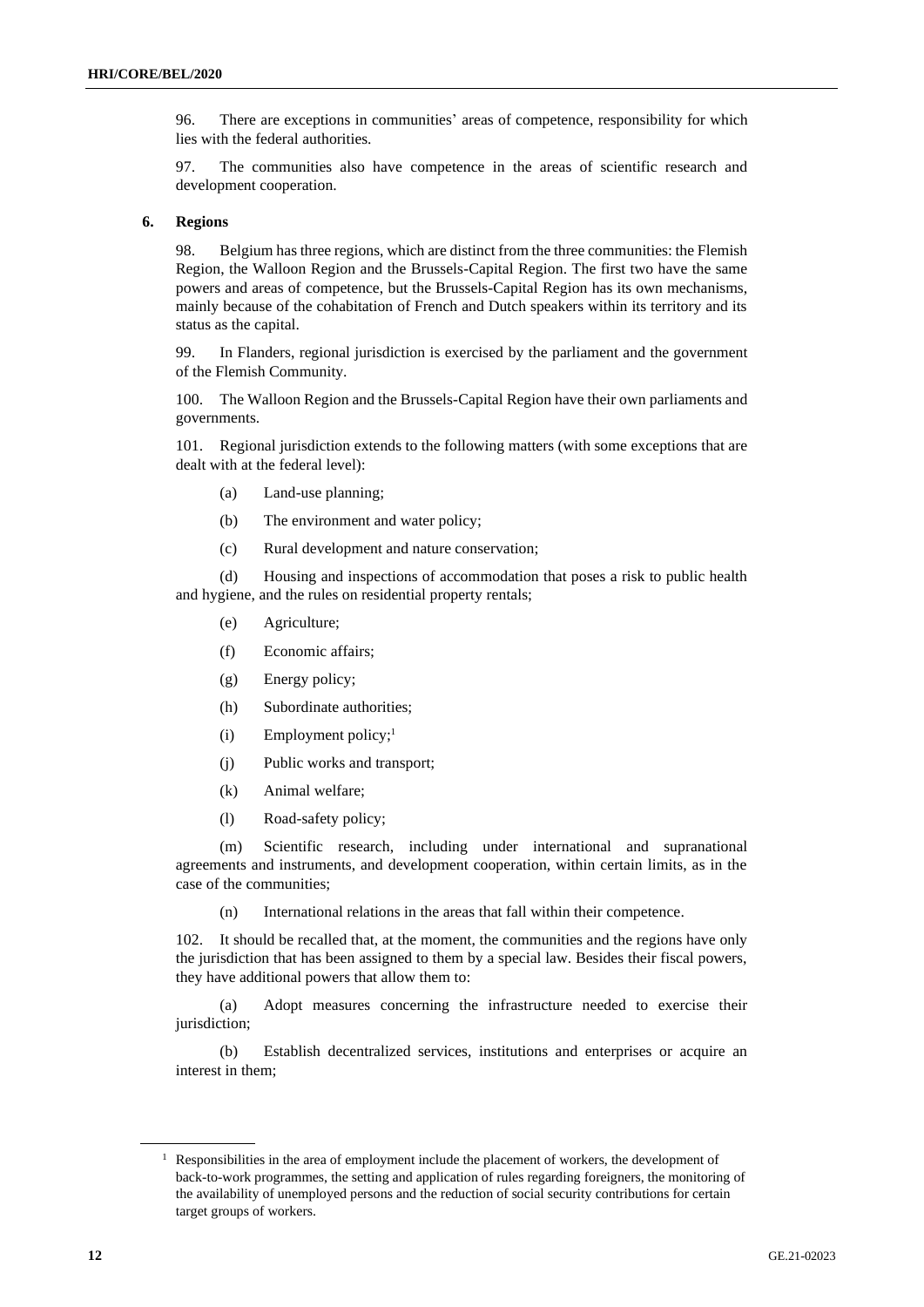96. There are exceptions in communities' areas of competence, responsibility for which lies with the federal authorities.

97. The communities also have competence in the areas of scientific research and development cooperation.

### 6. Regions

98. Belgium has three regions, which are distinct from the three communities: the Flemish Region, the Walloon Region and the Brussels-Capital Region. The first two have the same powers and areas of competence, but the Brussels-Capital Region has its own mechanisms, mainly because of the cohabitation of French and Dutch speakers within its territory and its status as the capital.

99. In Flanders, regional jurisdiction is exercised by the parliament and the government of the Flemish Community.

100. The Walloon Region and the Brussels-Capital Region have their own parliaments and governments.

101. Regional jurisdiction extends to the following matters (with some exceptions that are dealt with at the federal level):

(a) Land-use planning;

(b) The environment and water policy;

(c) Rural development and nature conservation;

(d) Housing and inspections of accommodation that poses a risk to public health and hygiene, and the rules on residential property rentals;

(e) Agriculture;

(f) Economic affairs;

(g) Energy policy;

(h) Subordinate authorities;

(i) Employment policy;[1]

(j) Public works and transport;

(k) Animal welfare;

(l) Road-safety policy;

(m) Scientific research, including under international and supranational agreements and instruments, and development cooperation, within certain limits, as in the case of the communities;

(n) International relations in the areas that fall within their competence.

102. It should be recalled that, at the moment, the communities and the regions have only the jurisdiction that has been assigned to them by a special law. Besides their fiscal powers, they have additional powers that allow them to:

(a) Adopt measures concerning the infrastructure needed to exercise their jurisdiction;

(b) Establish decentralized services, institutions and enterprises or acquire an interest in them;

---

[1] Responsibilities in the area of employment include the placement of workers, the development of back-to-work programmes, the setting and application of rules regarding foreigners, the monitoring of the availability of unemployed persons and the reduction of social security contributions for certain target groups of workers.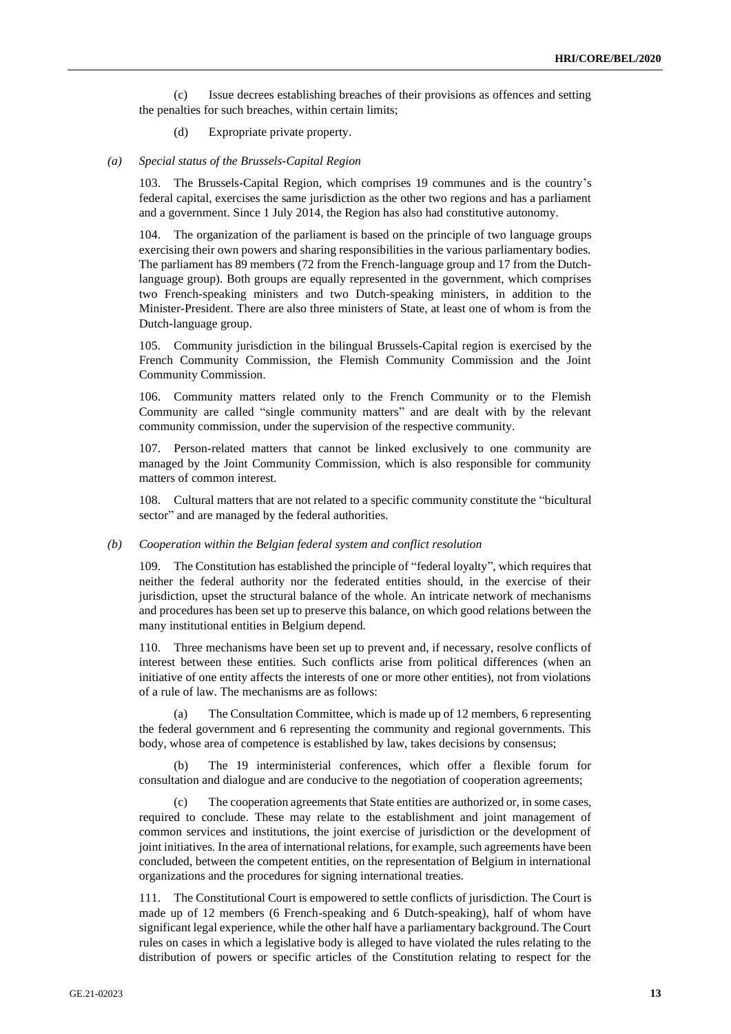(c) Issue decrees establishing breaches of their provisions as offences and setting the penalties for such breaches, within certain limits;

(d) Expropriate private property.

*(a) Special status of the Brussels-Capital Region*

103. The Brussels-Capital Region, which comprises 19 communes and is the country's federal capital, exercises the same jurisdiction as the other two regions and has a parliament and a government. Since 1 July 2014, the Region has also had constitutive autonomy.

104. The organization of the parliament is based on the principle of two language groups exercising their own powers and sharing responsibilities in the various parliamentary bodies. The parliament has 89 members (72 from the French-language group and 17 from the Dutch-language group). Both groups are equally represented in the government, which comprises two French-speaking ministers and two Dutch-speaking ministers, in addition to the Minister-President. There are also three ministers of State, at least one of whom is from the Dutch-language group.

105. Community jurisdiction in the bilingual Brussels-Capital region is exercised by the French Community Commission, the Flemish Community Commission and the Joint Community Commission.

106. Community matters related only to the French Community or to the Flemish Community are called "single community matters" and are dealt with by the relevant community commission, under the supervision of the respective community.

107. Person-related matters that cannot be linked exclusively to one community are managed by the Joint Community Commission, which is also responsible for community matters of common interest.

108. Cultural matters that are not related to a specific community constitute the "bicultural sector" and are managed by the federal authorities.

*(b) Cooperation within the Belgian federal system and conflict resolution*

109. The Constitution has established the principle of "federal loyalty", which requires that neither the federal authority nor the federated entities should, in the exercise of their jurisdiction, upset the structural balance of the whole. An intricate network of mechanisms and procedures has been set up to preserve this balance, on which good relations between the many institutional entities in Belgium depend.

110. Three mechanisms have been set up to prevent and, if necessary, resolve conflicts of interest between these entities. Such conflicts arise from political differences (when an initiative of one entity affects the interests of one or more other entities), not from violations of a rule of law. The mechanisms are as follows:

(a) The Consultation Committee, which is made up of 12 members, 6 representing the federal government and 6 representing the community and regional governments. This body, whose area of competence is established by law, takes decisions by consensus;

(b) The 19 interministerial conferences, which offer a flexible forum for consultation and dialogue and are conducive to the negotiation of cooperation agreements;

(c) The cooperation agreements that State entities are authorized or, in some cases, required to conclude. These may relate to the establishment and joint management of common services and institutions, the joint exercise of jurisdiction or the development of joint initiatives. In the area of international relations, for example, such agreements have been concluded, between the competent entities, on the representation of Belgium in international organizations and the procedures for signing international treaties.

111. The Constitutional Court is empowered to settle conflicts of jurisdiction. The Court is made up of 12 members (6 French-speaking and 6 Dutch-speaking), half of whom have significant legal experience, while the other half have a parliamentary background. The Court rules on cases in which a legislative body is alleged to have violated the rules relating to the distribution of powers or specific articles of the Constitution relating to respect for the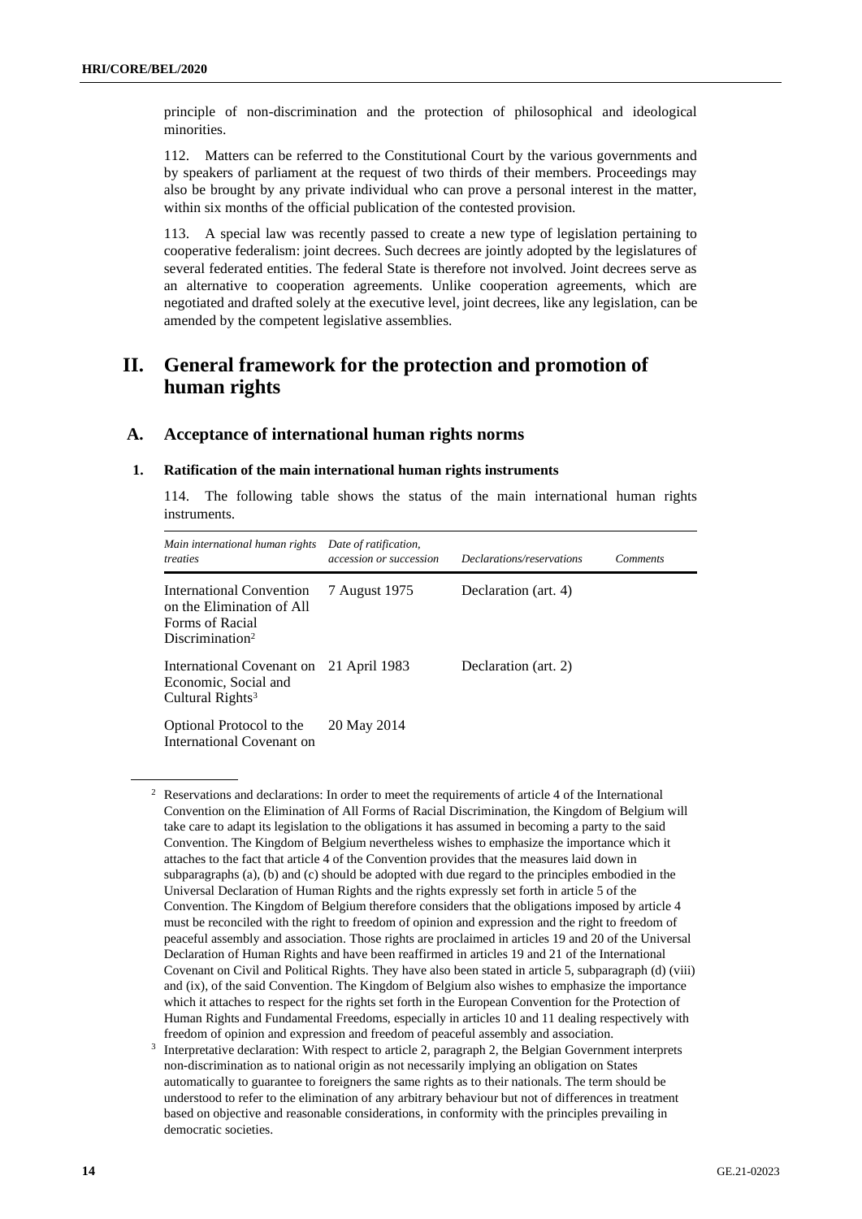principle of non-discrimination and the protection of philosophical and ideological minorities.

112. Matters can be referred to the Constitutional Court by the various governments and by speakers of parliament at the request of two thirds of their members. Proceedings may also be brought by any private individual who can prove a personal interest in the matter, within six months of the official publication of the contested provision.

113. A special law was recently passed to create a new type of legislation pertaining to cooperative federalism: joint decrees. Such decrees are jointly adopted by the legislatures of several federated entities. The federal State is therefore not involved. Joint decrees serve as an alternative to cooperation agreements. Unlike cooperation agreements, which are negotiated and drafted solely at the executive level, joint decrees, like any legislation, can be amended by the competent legislative assemblies.

# II. General framework for the protection and promotion of human rights

## A. Acceptance of international human rights norms

### 1. Ratification of the main international human rights instruments

114. The following table shows the status of the main international human rights instruments.

| *Main international human rights treaties* | *Date of ratification, accession or succession* | *Declarations/reservations* | *Comments* |
|---|---|---|---|
| International Convention on the Elimination of All Forms of Racial Discrimination[2] | 7 August 1975 | Declaration (art. 4) | |
| International Covenant on Economic, Social and Cultural Rights[3] | 21 April 1983 | Declaration (art. 2) | |
| Optional Protocol to the International Covenant on | 20 May 2014 | | |

[2] Reservations and declarations: In order to meet the requirements of article 4 of the International Convention on the Elimination of All Forms of Racial Discrimination, the Kingdom of Belgium will take care to adapt its legislation to the obligations it has assumed in becoming a party to the said Convention. The Kingdom of Belgium nevertheless wishes to emphasize the importance which it attaches to the fact that article 4 of the Convention provides that the measures laid down in subparagraphs (a), (b) and (c) should be adopted with due regard to the principles embodied in the Universal Declaration of Human Rights and the rights expressly set forth in article 5 of the Convention. The Kingdom of Belgium therefore considers that the obligations imposed by article 4 must be reconciled with the right to freedom of opinion and expression and the right to freedom of peaceful assembly and association. Those rights are proclaimed in articles 19 and 20 of the Universal Declaration of Human Rights and have been reaffirmed in articles 19 and 21 of the International Covenant on Civil and Political Rights. They have also been stated in article 5, subparagraph (d) (viii) and (ix), of the said Convention. The Kingdom of Belgium also wishes to emphasize the importance which it attaches to respect for the rights set forth in the European Convention for the Protection of Human Rights and Fundamental Freedoms, especially in articles 10 and 11 dealing respectively with freedom of opinion and expression and freedom of peaceful assembly and association.

[3] Interpretative declaration: With respect to article 2, paragraph 2, the Belgian Government interprets non-discrimination as to national origin as not necessarily implying an obligation on States automatically to guarantee to foreigners the same rights as to their nationals. The term should be understood to refer to the elimination of any arbitrary behaviour but not of differences in treatment based on objective and reasonable considerations, in conformity with the principles prevailing in democratic societies.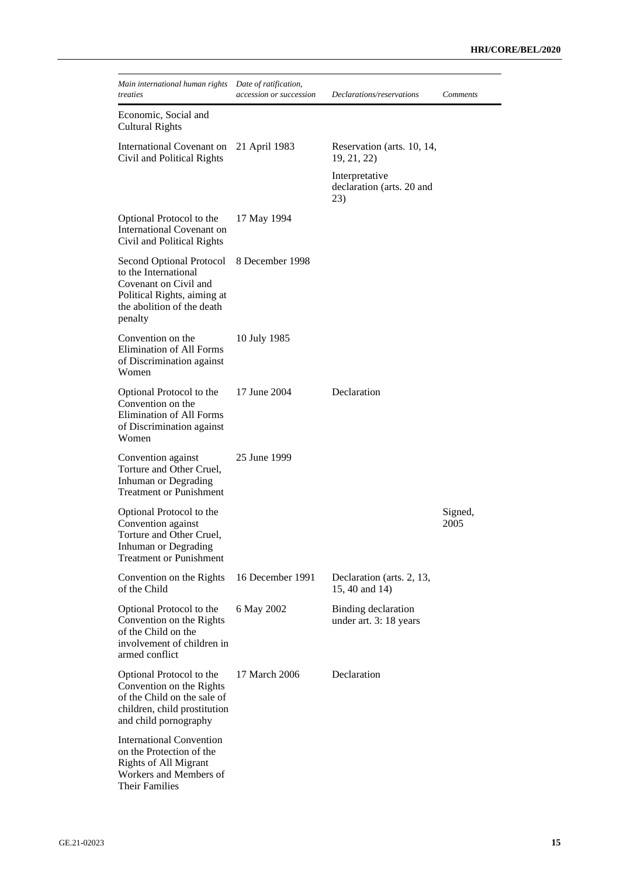| *Main international human rights treaties* | *Date of ratification, accession or succession* | *Declarations/reservations* | *Comments* |
|---|---|---|---|
| Economic, Social and Cultural Rights | | | |
| International Covenant on Civil and Political Rights | 21 April 1983 | Reservation (arts. 10, 14, 19, 21, 22) | |
| | | Interpretative declaration (arts. 20 and 23) | |
| Optional Protocol to the International Covenant on Civil and Political Rights | 17 May 1994 | | |
| Second Optional Protocol to the International Covenant on Civil and Political Rights, aiming at the abolition of the death penalty | 8 December 1998 | | |
| Convention on the Elimination of All Forms of Discrimination against Women | 10 July 1985 | | |
| Optional Protocol to the Convention on the Elimination of All Forms of Discrimination against Women | 17 June 2004 | Declaration | |
| Convention against Torture and Other Cruel, Inhuman or Degrading Treatment or Punishment | 25 June 1999 | | |
| Optional Protocol to the Convention against Torture and Other Cruel, Inhuman or Degrading Treatment or Punishment | | | Signed, 2005 |
| Convention on the Rights of the Child | 16 December 1991 | Declaration (arts. 2, 13, 15, 40 and 14) | |
| Optional Protocol to the Convention on the Rights of the Child on the involvement of children in armed conflict | 6 May 2002 | Binding declaration under art. 3: 18 years | |
| Optional Protocol to the Convention on the Rights of the Child on the sale of children, child prostitution and child pornography | 17 March 2006 | Declaration | |
| International Convention on the Protection of the Rights of All Migrant Workers and Members of Their Families | | | |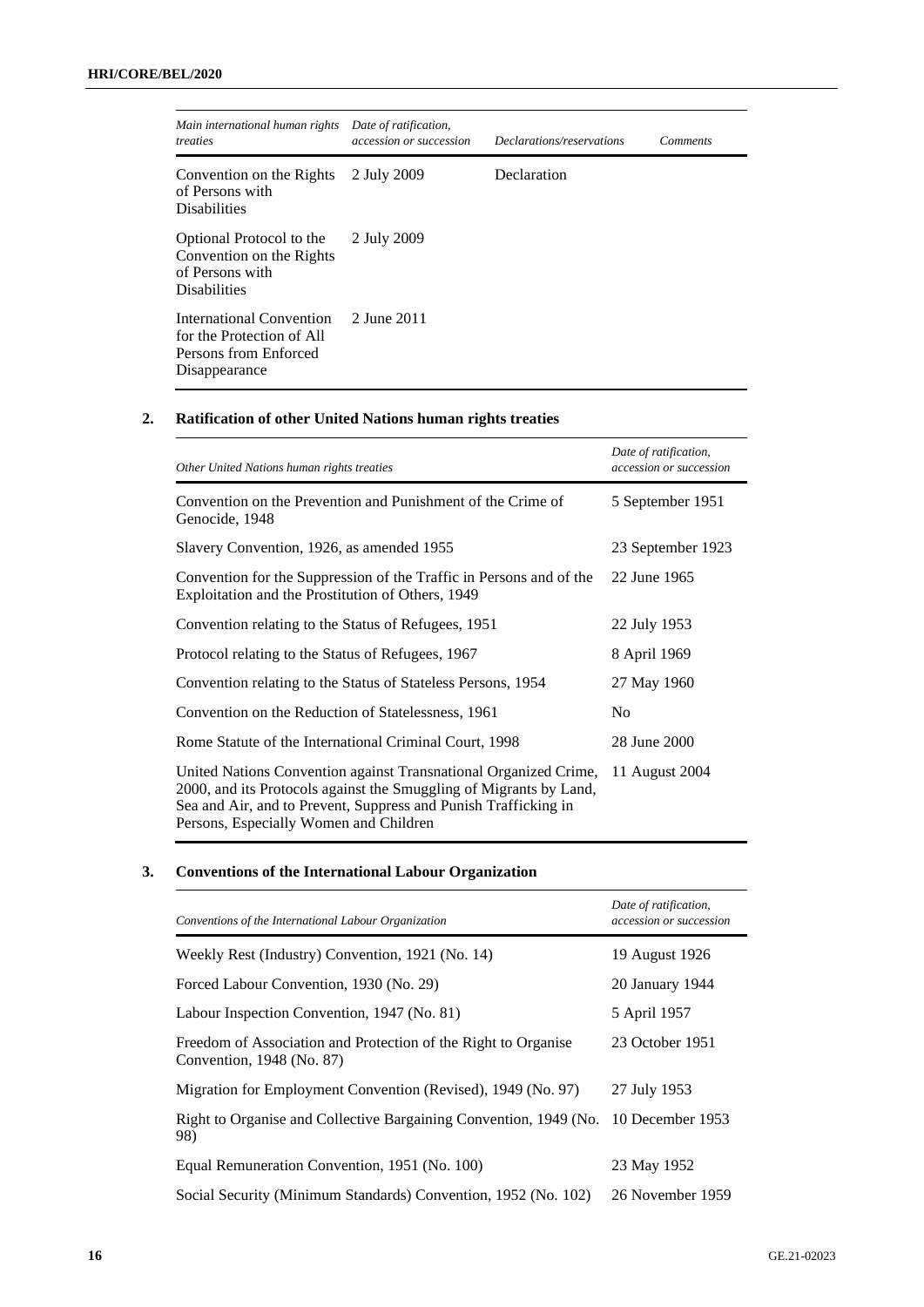| *Main international human rights treaties* | *Date of ratification, accession or succession* | *Declarations/reservations* | *Comments* |
|---|---|---|---|
| Convention on the Rights of Persons with Disabilities | 2 July 2009 | Declaration | |
| Optional Protocol to the Convention on the Rights of Persons with Disabilities | 2 July 2009 | | |
| International Convention for the Protection of All Persons from Enforced Disappearance | 2 June 2011 | | |

## 2. Ratification of other United Nations human rights treaties

| *Other United Nations human rights treaties* | *Date of ratification, accession or succession* |
|---|---|
| Convention on the Prevention and Punishment of the Crime of Genocide, 1948 | 5 September 1951 |
| Slavery Convention, 1926, as amended 1955 | 23 September 1923 |
| Convention for the Suppression of the Traffic in Persons and of the Exploitation and the Prostitution of Others, 1949 | 22 June 1965 |
| Convention relating to the Status of Refugees, 1951 | 22 July 1953 |
| Protocol relating to the Status of Refugees, 1967 | 8 April 1969 |
| Convention relating to the Status of Stateless Persons, 1954 | 27 May 1960 |
| Convention on the Reduction of Statelessness, 1961 | No |
| Rome Statute of the International Criminal Court, 1998 | 28 June 2000 |
| United Nations Convention against Transnational Organized Crime, 2000, and its Protocols against the Smuggling of Migrants by Land, Sea and Air, and to Prevent, Suppress and Punish Trafficking in Persons, Especially Women and Children | 11 August 2004 |

## 3. Conventions of the International Labour Organization

| *Conventions of the International Labour Organization* | *Date of ratification, accession or succession* |
|---|---|
| Weekly Rest (Industry) Convention, 1921 (No. 14) | 19 August 1926 |
| Forced Labour Convention, 1930 (No. 29) | 20 January 1944 |
| Labour Inspection Convention, 1947 (No. 81) | 5 April 1957 |
| Freedom of Association and Protection of the Right to Organise Convention, 1948 (No. 87) | 23 October 1951 |
| Migration for Employment Convention (Revised), 1949 (No. 97) | 27 July 1953 |
| Right to Organise and Collective Bargaining Convention, 1949 (No. 98) | 10 December 1953 |
| Equal Remuneration Convention, 1951 (No. 100) | 23 May 1952 |
| Social Security (Minimum Standards) Convention, 1952 (No. 102) | 26 November 1959 |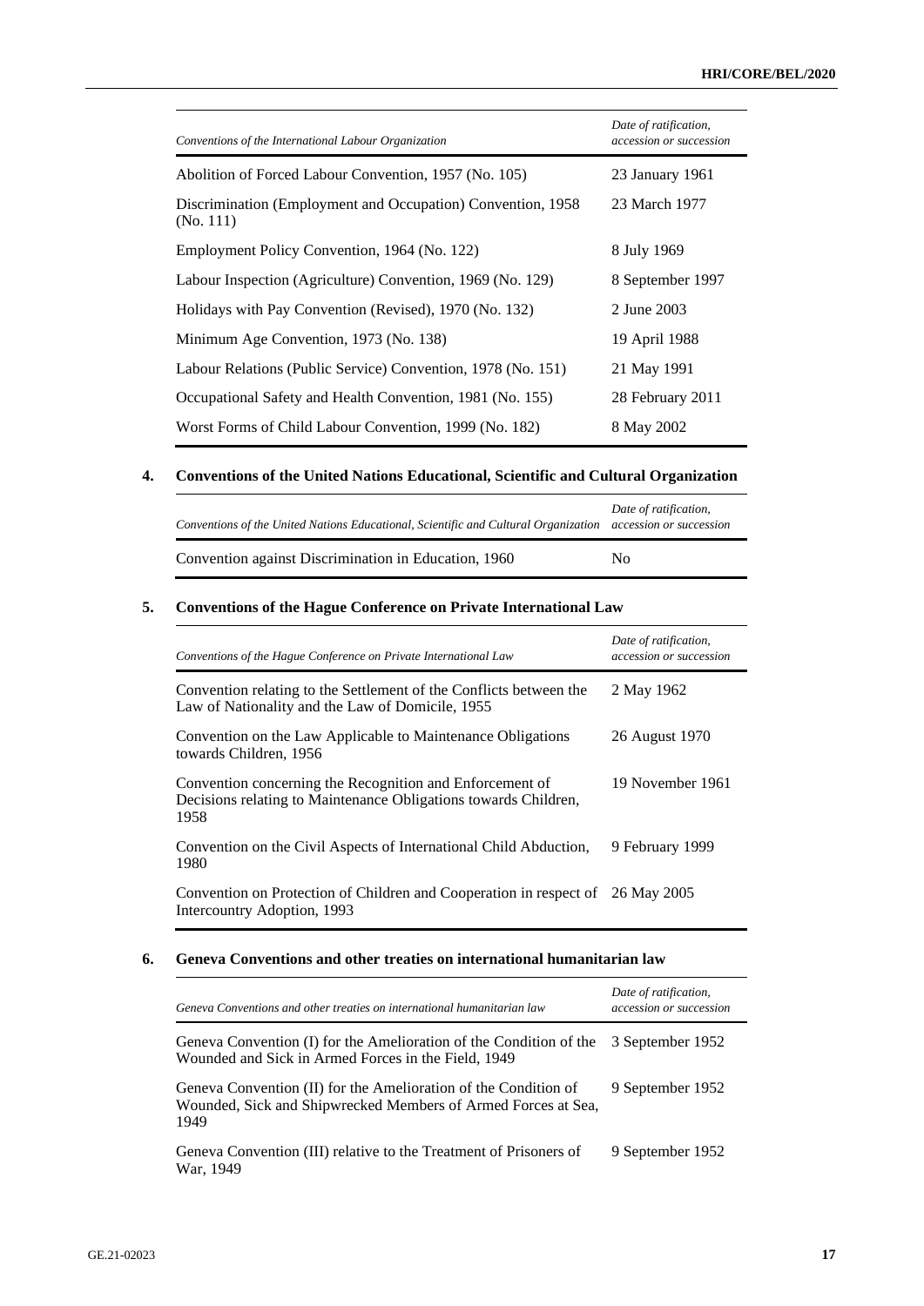| *Conventions of the International Labour Organization* | *Date of ratification, accession or succession* |
|---|---|
| Abolition of Forced Labour Convention, 1957 (No. 105) | 23 January 1961 |
| Discrimination (Employment and Occupation) Convention, 1958 (No. 111) | 23 March 1977 |
| Employment Policy Convention, 1964 (No. 122) | 8 July 1969 |
| Labour Inspection (Agriculture) Convention, 1969 (No. 129) | 8 September 1997 |
| Holidays with Pay Convention (Revised), 1970 (No. 132) | 2 June 2003 |
| Minimum Age Convention, 1973 (No. 138) | 19 April 1988 |
| Labour Relations (Public Service) Convention, 1978 (No. 151) | 21 May 1991 |
| Occupational Safety and Health Convention, 1981 (No. 155) | 28 February 2011 |
| Worst Forms of Child Labour Convention, 1999 (No. 182) | 8 May 2002 |

## 4. Conventions of the United Nations Educational, Scientific and Cultural Organization

| *Conventions of the United Nations Educational, Scientific and Cultural Organization* | *Date of ratification, accession or succession* |
|---|---|
| Convention against Discrimination in Education, 1960 | No |

## 5. Conventions of the Hague Conference on Private International Law

| *Conventions of the Hague Conference on Private International Law* | *Date of ratification, accession or succession* |
|---|---|
| Convention relating to the Settlement of the Conflicts between the Law of Nationality and the Law of Domicile, 1955 | 2 May 1962 |
| Convention on the Law Applicable to Maintenance Obligations towards Children, 1956 | 26 August 1970 |
| Convention concerning the Recognition and Enforcement of Decisions relating to Maintenance Obligations towards Children, 1958 | 19 November 1961 |
| Convention on the Civil Aspects of International Child Abduction, 1980 | 9 February 1999 |
| Convention on Protection of Children and Cooperation in respect of Intercountry Adoption, 1993 | 26 May 2005 |

## 6. Geneva Conventions and other treaties on international humanitarian law

| *Geneva Conventions and other treaties on international humanitarian law* | *Date of ratification, accession or succession* |
|---|---|
| Geneva Convention (I) for the Amelioration of the Condition of the Wounded and Sick in Armed Forces in the Field, 1949 | 3 September 1952 |
| Geneva Convention (II) for the Amelioration of the Condition of Wounded, Sick and Shipwrecked Members of Armed Forces at Sea, 1949 | 9 September 1952 |
| Geneva Convention (III) relative to the Treatment of Prisoners of War, 1949 | 9 September 1952 |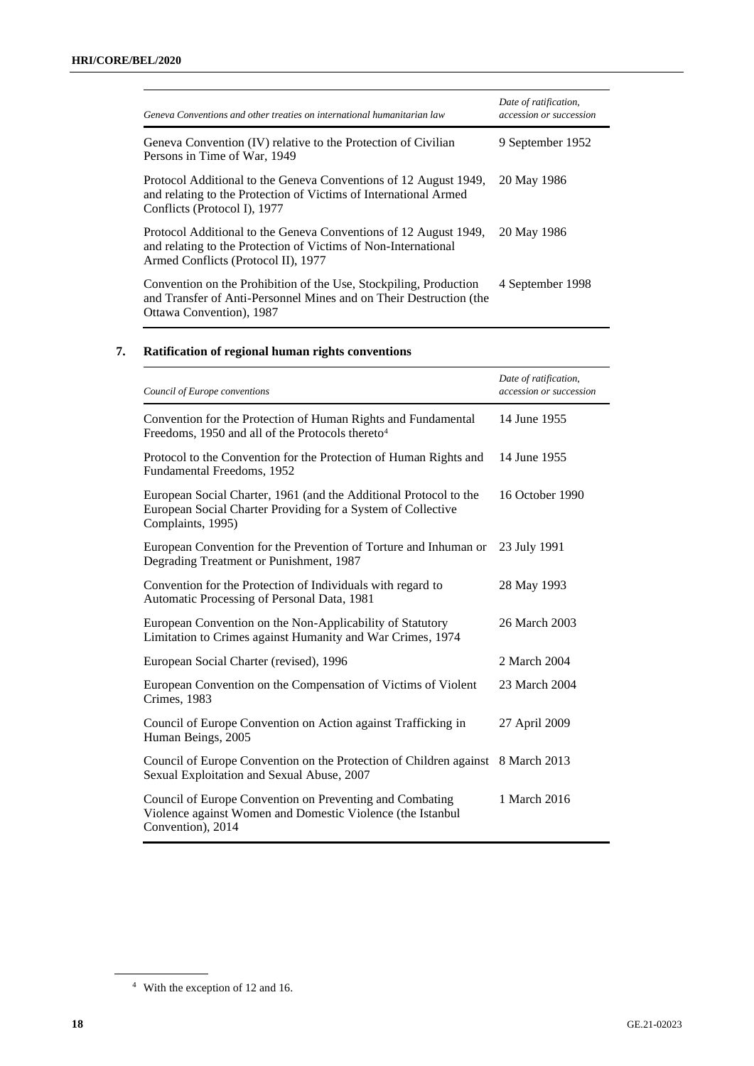| *Geneva Conventions and other treaties on international humanitarian law* | *Date of ratification, accession or succession* |
| --- | --- |
| Geneva Convention (IV) relative to the Protection of Civilian Persons in Time of War, 1949 | 9 September 1952 |
| Protocol Additional to the Geneva Conventions of 12 August 1949, and relating to the Protection of Victims of International Armed Conflicts (Protocol I), 1977 | 20 May 1986 |
| Protocol Additional to the Geneva Conventions of 12 August 1949, and relating to the Protection of Victims of Non-International Armed Conflicts (Protocol II), 1977 | 20 May 1986 |
| Convention on the Prohibition of the Use, Stockpiling, Production and Transfer of Anti-Personnel Mines and on Their Destruction (the Ottawa Convention), 1987 | 4 September 1998 |

## 7. Ratification of regional human rights conventions

| *Council of Europe conventions* | *Date of ratification, accession or succession* |
| --- | --- |
| Convention for the Protection of Human Rights and Fundamental Freedoms, 1950 and all of the Protocols thereto[4] | 14 June 1955 |
| Protocol to the Convention for the Protection of Human Rights and Fundamental Freedoms, 1952 | 14 June 1955 |
| European Social Charter, 1961 (and the Additional Protocol to the European Social Charter Providing for a System of Collective Complaints, 1995) | 16 October 1990 |
| European Convention for the Prevention of Torture and Inhuman or Degrading Treatment or Punishment, 1987 | 23 July 1991 |
| Convention for the Protection of Individuals with regard to Automatic Processing of Personal Data, 1981 | 28 May 1993 |
| European Convention on the Non-Applicability of Statutory Limitation to Crimes against Humanity and War Crimes, 1974 | 26 March 2003 |
| European Social Charter (revised), 1996 | 2 March 2004 |
| European Convention on the Compensation of Victims of Violent Crimes, 1983 | 23 March 2004 |
| Council of Europe Convention on Action against Trafficking in Human Beings, 2005 | 27 April 2009 |
| Council of Europe Convention on the Protection of Children against Sexual Exploitation and Sexual Abuse, 2007 | 8 March 2013 |
| Council of Europe Convention on Preventing and Combating Violence against Women and Domestic Violence (the Istanbul Convention), 2014 | 1 March 2016 |

[4] With the exception of 12 and 16.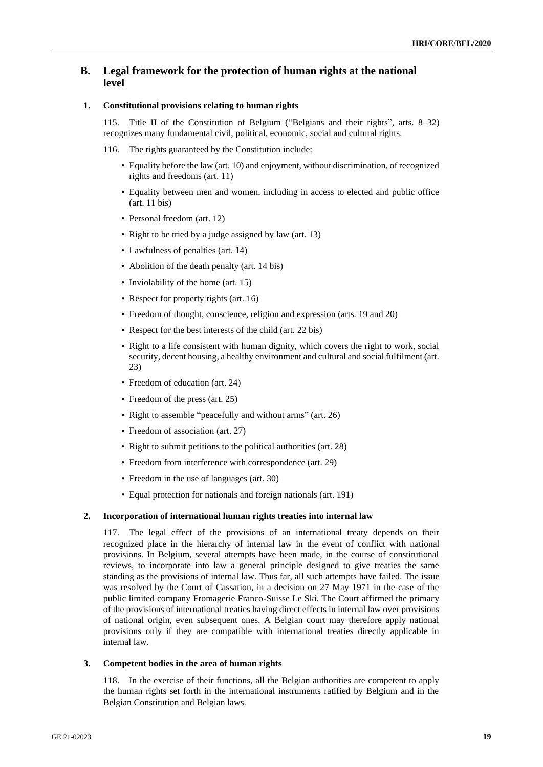## B. Legal framework for the protection of human rights at the national level

### 1. Constitutional provisions relating to human rights

115. Title II of the Constitution of Belgium ("Belgians and their rights", arts. 8–32) recognizes many fundamental civil, political, economic, social and cultural rights.

116. The rights guaranteed by the Constitution include:

- Equality before the law (art. 10) and enjoyment, without discrimination, of recognized rights and freedoms (art. 11)
- Equality between men and women, including in access to elected and public office (art. 11 bis)
- Personal freedom (art. 12)
- Right to be tried by a judge assigned by law (art. 13)
- Lawfulness of penalties (art. 14)
- Abolition of the death penalty (art. 14 bis)
- Inviolability of the home (art. 15)
- Respect for property rights (art. 16)
- Freedom of thought, conscience, religion and expression (arts. 19 and 20)
- Respect for the best interests of the child (art. 22 bis)
- Right to a life consistent with human dignity, which covers the right to work, social security, decent housing, a healthy environment and cultural and social fulfilment (art. 23)
- Freedom of education (art. 24)
- Freedom of the press (art. 25)
- Right to assemble "peacefully and without arms" (art. 26)
- Freedom of association (art. 27)
- Right to submit petitions to the political authorities (art. 28)
- Freedom from interference with correspondence (art. 29)
- Freedom in the use of languages (art. 30)
- Equal protection for nationals and foreign nationals (art. 191)

### 2. Incorporation of international human rights treaties into internal law

117. The legal effect of the provisions of an international treaty depends on their recognized place in the hierarchy of internal law in the event of conflict with national provisions. In Belgium, several attempts have been made, in the course of constitutional reviews, to incorporate into law a general principle designed to give treaties the same standing as the provisions of internal law. Thus far, all such attempts have failed. The issue was resolved by the Court of Cassation, in a decision on 27 May 1971 in the case of the public limited company Fromagerie Franco-Suisse Le Ski. The Court affirmed the primacy of the provisions of international treaties having direct effects in internal law over provisions of national origin, even subsequent ones. A Belgian court may therefore apply national provisions only if they are compatible with international treaties directly applicable in internal law.

### 3. Competent bodies in the area of human rights

118. In the exercise of their functions, all the Belgian authorities are competent to apply the human rights set forth in the international instruments ratified by Belgium and in the Belgian Constitution and Belgian laws.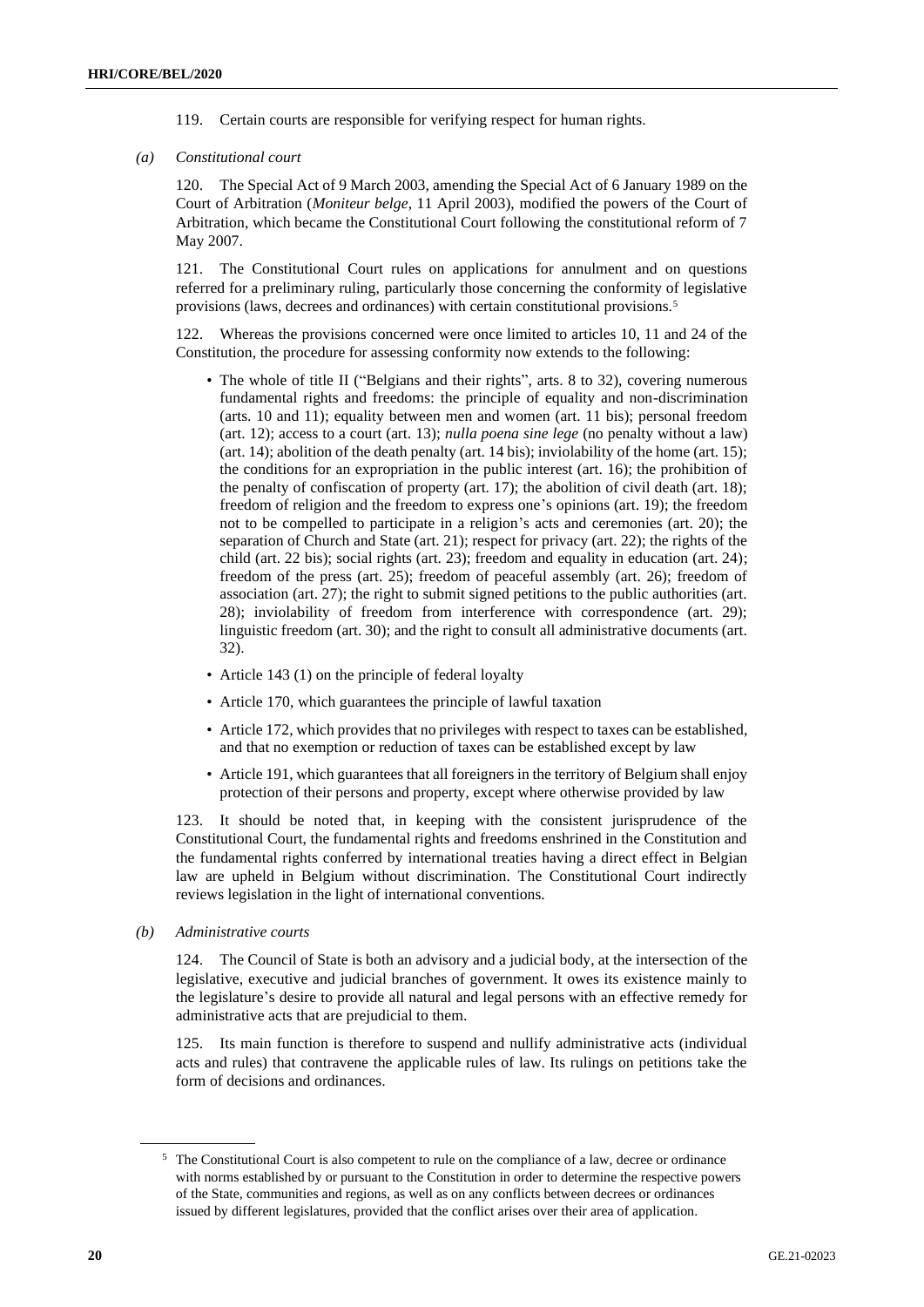119. Certain courts are responsible for verifying respect for human rights.

*(a) Constitutional court*

120. The Special Act of 9 March 2003, amending the Special Act of 6 January 1989 on the Court of Arbitration (*Moniteur belge*, 11 April 2003), modified the powers of the Court of Arbitration, which became the Constitutional Court following the constitutional reform of 7 May 2007.

121. The Constitutional Court rules on applications for annulment and on questions referred for a preliminary ruling, particularly those concerning the conformity of legislative provisions (laws, decrees and ordinances) with certain constitutional provisions.[5]

122. Whereas the provisions concerned were once limited to articles 10, 11 and 24 of the Constitution, the procedure for assessing conformity now extends to the following:

- The whole of title II ("Belgians and their rights", arts. 8 to 32), covering numerous fundamental rights and freedoms: the principle of equality and non-discrimination (arts. 10 and 11); equality between men and women (art. 11 bis); personal freedom (art. 12); access to a court (art. 13); *nulla poena sine lege* (no penalty without a law) (art. 14); abolition of the death penalty (art. 14 bis); inviolability of the home (art. 15); the conditions for an expropriation in the public interest (art. 16); the prohibition of the penalty of confiscation of property (art. 17); the abolition of civil death (art. 18); freedom of religion and the freedom to express one's opinions (art. 19); the freedom not to be compelled to participate in a religion's acts and ceremonies (art. 20); the separation of Church and State (art. 21); respect for privacy (art. 22); the rights of the child (art. 22 bis); social rights (art. 23); freedom and equality in education (art. 24); freedom of the press (art. 25); freedom of peaceful assembly (art. 26); freedom of association (art. 27); the right to submit signed petitions to the public authorities (art. 28); inviolability of freedom from interference with correspondence (art. 29); linguistic freedom (art. 30); and the right to consult all administrative documents (art. 32).
- Article 143 (1) on the principle of federal loyalty
- Article 170, which guarantees the principle of lawful taxation
- Article 172, which provides that no privileges with respect to taxes can be established, and that no exemption or reduction of taxes can be established except by law
- Article 191, which guarantees that all foreigners in the territory of Belgium shall enjoy protection of their persons and property, except where otherwise provided by law

123. It should be noted that, in keeping with the consistent jurisprudence of the Constitutional Court, the fundamental rights and freedoms enshrined in the Constitution and the fundamental rights conferred by international treaties having a direct effect in Belgian law are upheld in Belgium without discrimination. The Constitutional Court indirectly reviews legislation in the light of international conventions.

*(b) Administrative courts*

124. The Council of State is both an advisory and a judicial body, at the intersection of the legislative, executive and judicial branches of government. It owes its existence mainly to the legislature's desire to provide all natural and legal persons with an effective remedy for administrative acts that are prejudicial to them.

125. Its main function is therefore to suspend and nullify administrative acts (individual acts and rules) that contravene the applicable rules of law. Its rulings on petitions take the form of decisions and ordinances.

---

[5] The Constitutional Court is also competent to rule on the compliance of a law, decree or ordinance with norms established by or pursuant to the Constitution in order to determine the respective powers of the State, communities and regions, as well as on any conflicts between decrees or ordinances issued by different legislatures, provided that the conflict arises over their area of application.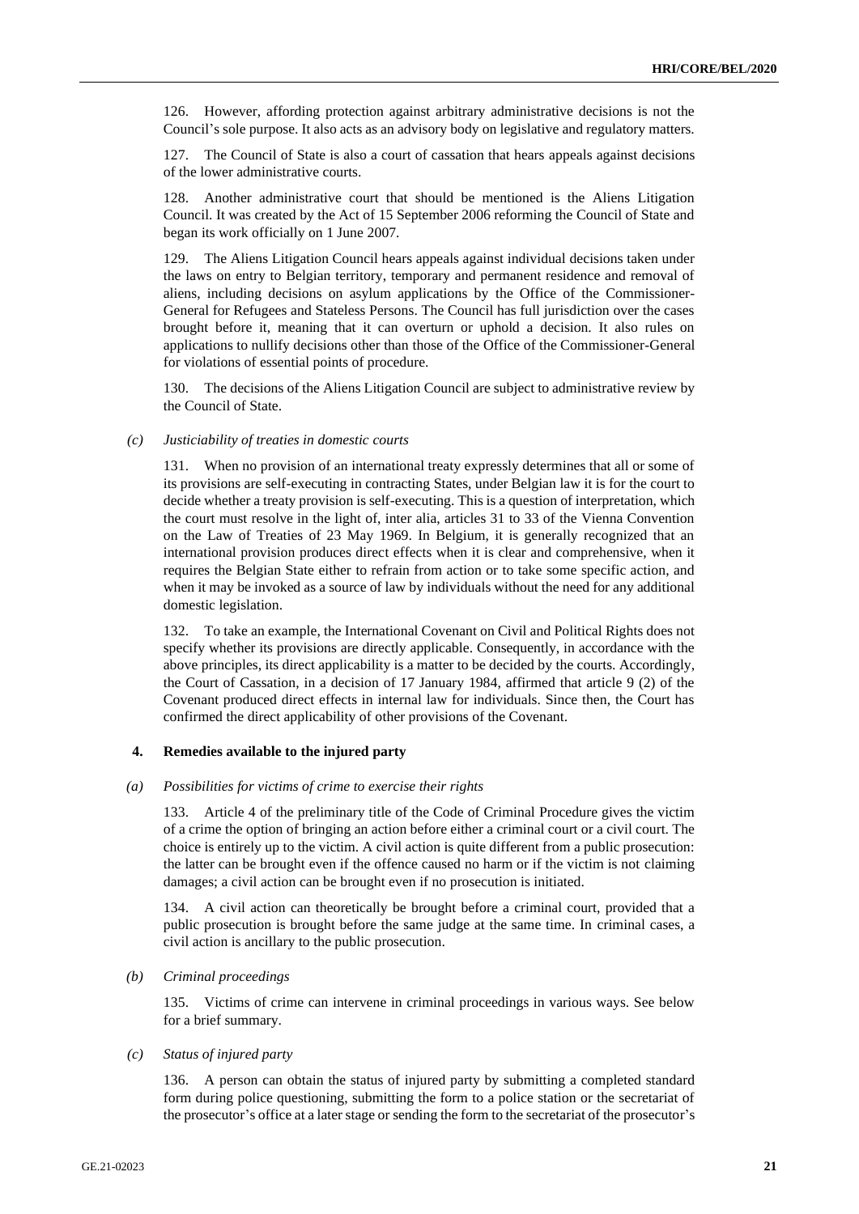126. However, affording protection against arbitrary administrative decisions is not the Council's sole purpose. It also acts as an advisory body on legislative and regulatory matters.

127. The Council of State is also a court of cassation that hears appeals against decisions of the lower administrative courts.

128. Another administrative court that should be mentioned is the Aliens Litigation Council. It was created by the Act of 15 September 2006 reforming the Council of State and began its work officially on 1 June 2007.

129. The Aliens Litigation Council hears appeals against individual decisions taken under the laws on entry to Belgian territory, temporary and permanent residence and removal of aliens, including decisions on asylum applications by the Office of the Commissioner-General for Refugees and Stateless Persons. The Council has full jurisdiction over the cases brought before it, meaning that it can overturn or uphold a decision. It also rules on applications to nullify decisions other than those of the Office of the Commissioner-General for violations of essential points of procedure.

130. The decisions of the Aliens Litigation Council are subject to administrative review by the Council of State.

*(c) Justiciability of treaties in domestic courts*

131. When no provision of an international treaty expressly determines that all or some of its provisions are self-executing in contracting States, under Belgian law it is for the court to decide whether a treaty provision is self-executing. This is a question of interpretation, which the court must resolve in the light of, inter alia, articles 31 to 33 of the Vienna Convention on the Law of Treaties of 23 May 1969. In Belgium, it is generally recognized that an international provision produces direct effects when it is clear and comprehensive, when it requires the Belgian State either to refrain from action or to take some specific action, and when it may be invoked as a source of law by individuals without the need for any additional domestic legislation.

132. To take an example, the International Covenant on Civil and Political Rights does not specify whether its provisions are directly applicable. Consequently, in accordance with the above principles, its direct applicability is a matter to be decided by the courts. Accordingly, the Court of Cassation, in a decision of 17 January 1984, affirmed that article 9 (2) of the Covenant produced direct effects in internal law for individuals. Since then, the Court has confirmed the direct applicability of other provisions of the Covenant.

### 4. Remedies available to the injured party

*(a) Possibilities for victims of crime to exercise their rights*

133. Article 4 of the preliminary title of the Code of Criminal Procedure gives the victim of a crime the option of bringing an action before either a criminal court or a civil court. The choice is entirely up to the victim. A civil action is quite different from a public prosecution: the latter can be brought even if the offence caused no harm or if the victim is not claiming damages; a civil action can be brought even if no prosecution is initiated.

134. A civil action can theoretically be brought before a criminal court, provided that a public prosecution is brought before the same judge at the same time. In criminal cases, a civil action is ancillary to the public prosecution.

*(b) Criminal proceedings*

135. Victims of crime can intervene in criminal proceedings in various ways. See below for a brief summary.

*(c) Status of injured party*

136. A person can obtain the status of injured party by submitting a completed standard form during police questioning, submitting the form to a police station or the secretariat of the prosecutor's office at a later stage or sending the form to the secretariat of the prosecutor's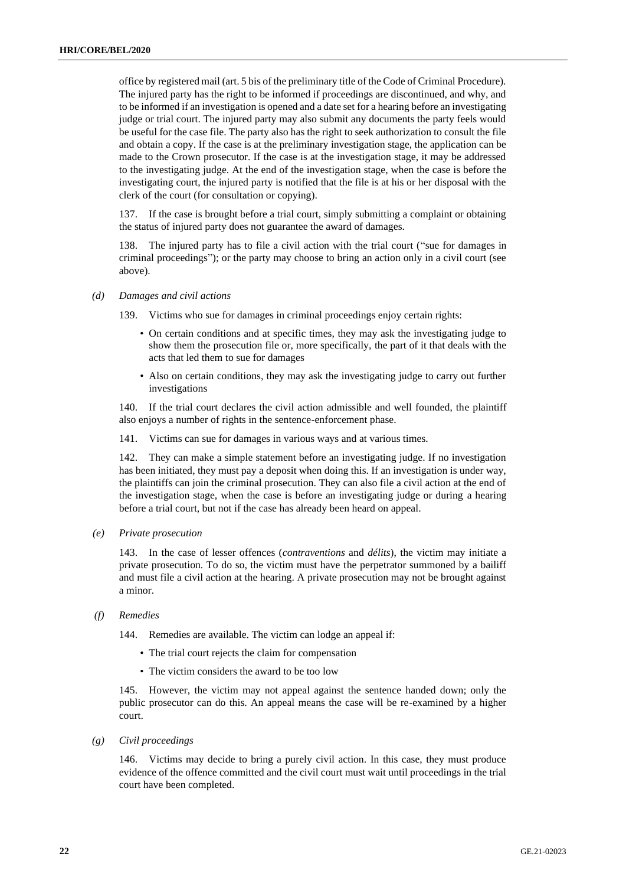office by registered mail (art. 5 bis of the preliminary title of the Code of Criminal Procedure). The injured party has the right to be informed if proceedings are discontinued, and why, and to be informed if an investigation is opened and a date set for a hearing before an investigating judge or trial court. The injured party may also submit any documents the party feels would be useful for the case file. The party also has the right to seek authorization to consult the file and obtain a copy. If the case is at the preliminary investigation stage, the application can be made to the Crown prosecutor. If the case is at the investigation stage, it may be addressed to the investigating judge. At the end of the investigation stage, when the case is before the investigating court, the injured party is notified that the file is at his or her disposal with the clerk of the court (for consultation or copying).

137. If the case is brought before a trial court, simply submitting a complaint or obtaining the status of injured party does not guarantee the award of damages.

138. The injured party has to file a civil action with the trial court ("sue for damages in criminal proceedings"); or the party may choose to bring an action only in a civil court (see above).

*(d) Damages and civil actions*

139. Victims who sue for damages in criminal proceedings enjoy certain rights:

- On certain conditions and at specific times, they may ask the investigating judge to show them the prosecution file or, more specifically, the part of it that deals with the acts that led them to sue for damages
- Also on certain conditions, they may ask the investigating judge to carry out further investigations

140. If the trial court declares the civil action admissible and well founded, the plaintiff also enjoys a number of rights in the sentence-enforcement phase.

141. Victims can sue for damages in various ways and at various times.

142. They can make a simple statement before an investigating judge. If no investigation has been initiated, they must pay a deposit when doing this. If an investigation is under way, the plaintiffs can join the criminal prosecution. They can also file a civil action at the end of the investigation stage, when the case is before an investigating judge or during a hearing before a trial court, but not if the case has already been heard on appeal.

*(e) Private prosecution*

143. In the case of lesser offences (*contraventions* and *délits*), the victim may initiate a private prosecution. To do so, the victim must have the perpetrator summoned by a bailiff and must file a civil action at the hearing. A private prosecution may not be brought against a minor.

*(f) Remedies*

144. Remedies are available. The victim can lodge an appeal if:

- The trial court rejects the claim for compensation
- The victim considers the award to be too low

145. However, the victim may not appeal against the sentence handed down; only the public prosecutor can do this. An appeal means the case will be re-examined by a higher court.

*(g) Civil proceedings*

146. Victims may decide to bring a purely civil action. In this case, they must produce evidence of the offence committed and the civil court must wait until proceedings in the trial court have been completed.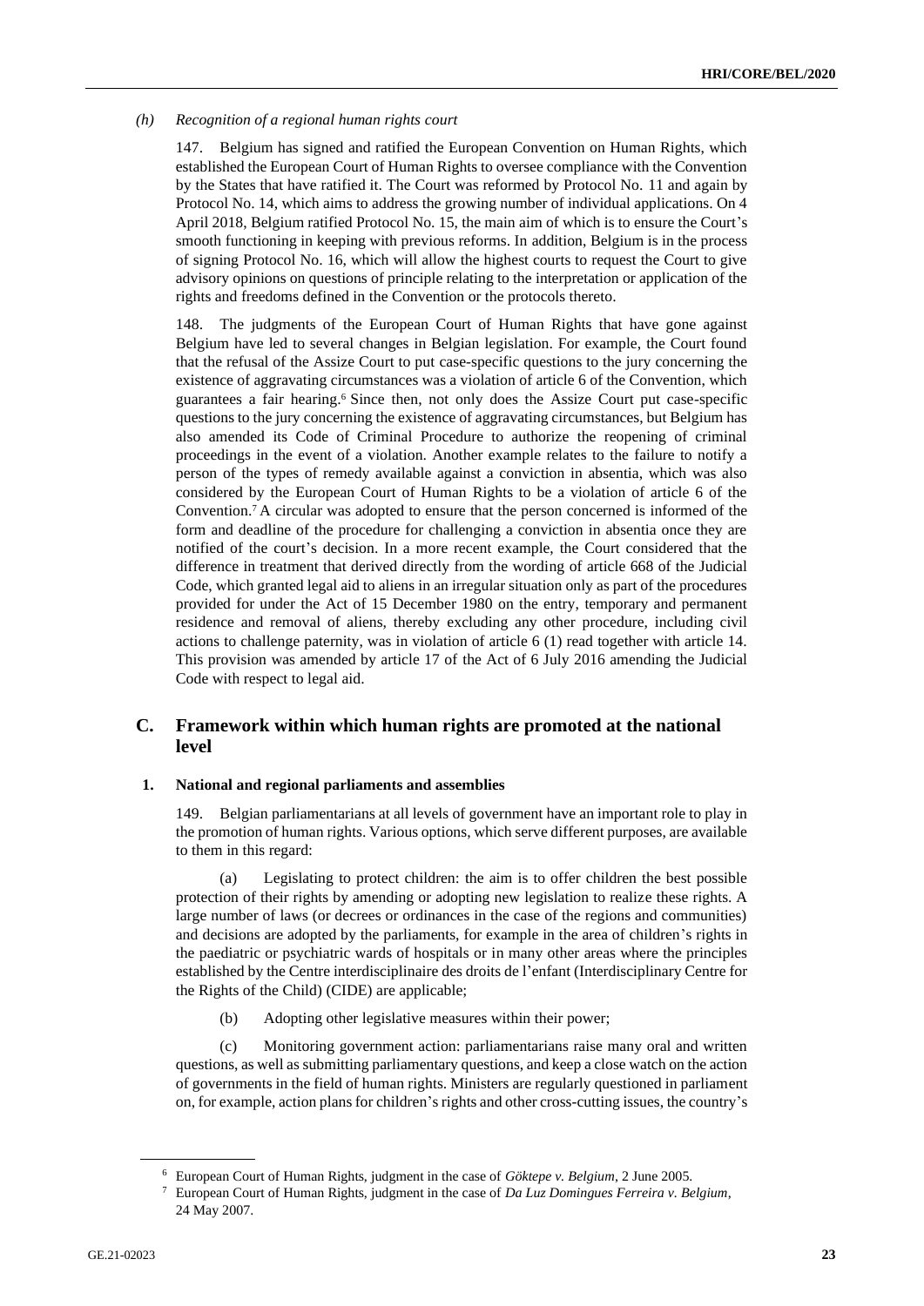*(h) Recognition of a regional human rights court*

147. Belgium has signed and ratified the European Convention on Human Rights, which established the European Court of Human Rights to oversee compliance with the Convention by the States that have ratified it. The Court was reformed by Protocol No. 11 and again by Protocol No. 14, which aims to address the growing number of individual applications. On 4 April 2018, Belgium ratified Protocol No. 15, the main aim of which is to ensure the Court's smooth functioning in keeping with previous reforms. In addition, Belgium is in the process of signing Protocol No. 16, which will allow the highest courts to request the Court to give advisory opinions on questions of principle relating to the interpretation or application of the rights and freedoms defined in the Convention or the protocols thereto.

148. The judgments of the European Court of Human Rights that have gone against Belgium have led to several changes in Belgian legislation. For example, the Court found that the refusal of the Assize Court to put case-specific questions to the jury concerning the existence of aggravating circumstances was a violation of article 6 of the Convention, which guarantees a fair hearing.[6] Since then, not only does the Assize Court put case-specific questions to the jury concerning the existence of aggravating circumstances, but Belgium has also amended its Code of Criminal Procedure to authorize the reopening of criminal proceedings in the event of a violation. Another example relates to the failure to notify a person of the types of remedy available against a conviction in absentia, which was also considered by the European Court of Human Rights to be a violation of article 6 of the Convention.[7] A circular was adopted to ensure that the person concerned is informed of the form and deadline of the procedure for challenging a conviction in absentia once they are notified of the court's decision. In a more recent example, the Court considered that the difference in treatment that derived directly from the wording of article 668 of the Judicial Code, which granted legal aid to aliens in an irregular situation only as part of the procedures provided for under the Act of 15 December 1980 on the entry, temporary and permanent residence and removal of aliens, thereby excluding any other procedure, including civil actions to challenge paternity, was in violation of article 6 (1) read together with article 14. This provision was amended by article 17 of the Act of 6 July 2016 amending the Judicial Code with respect to legal aid.

## C. Framework within which human rights are promoted at the national level

### 1. National and regional parliaments and assemblies

149. Belgian parliamentarians at all levels of government have an important role to play in the promotion of human rights. Various options, which serve different purposes, are available to them in this regard:

(a) Legislating to protect children: the aim is to offer children the best possible protection of their rights by amending or adopting new legislation to realize these rights. A large number of laws (or decrees or ordinances in the case of the regions and communities) and decisions are adopted by the parliaments, for example in the area of children's rights in the paediatric or psychiatric wards of hospitals or in many other areas where the principles established by the Centre interdisciplinaire des droits de l'enfant (Interdisciplinary Centre for the Rights of the Child) (CIDE) are applicable;

(b) Adopting other legislative measures within their power;

(c) Monitoring government action: parliamentarians raise many oral and written questions, as well as submitting parliamentary questions, and keep a close watch on the action of governments in the field of human rights. Ministers are regularly questioned in parliament on, for example, action plans for children's rights and other cross-cutting issues, the country's

---

[6] European Court of Human Rights, judgment in the case of *Göktepe v. Belgium*, 2 June 2005.

[7] European Court of Human Rights, judgment in the case of *Da Luz Domingues Ferreira v. Belgium*, 24 May 2007.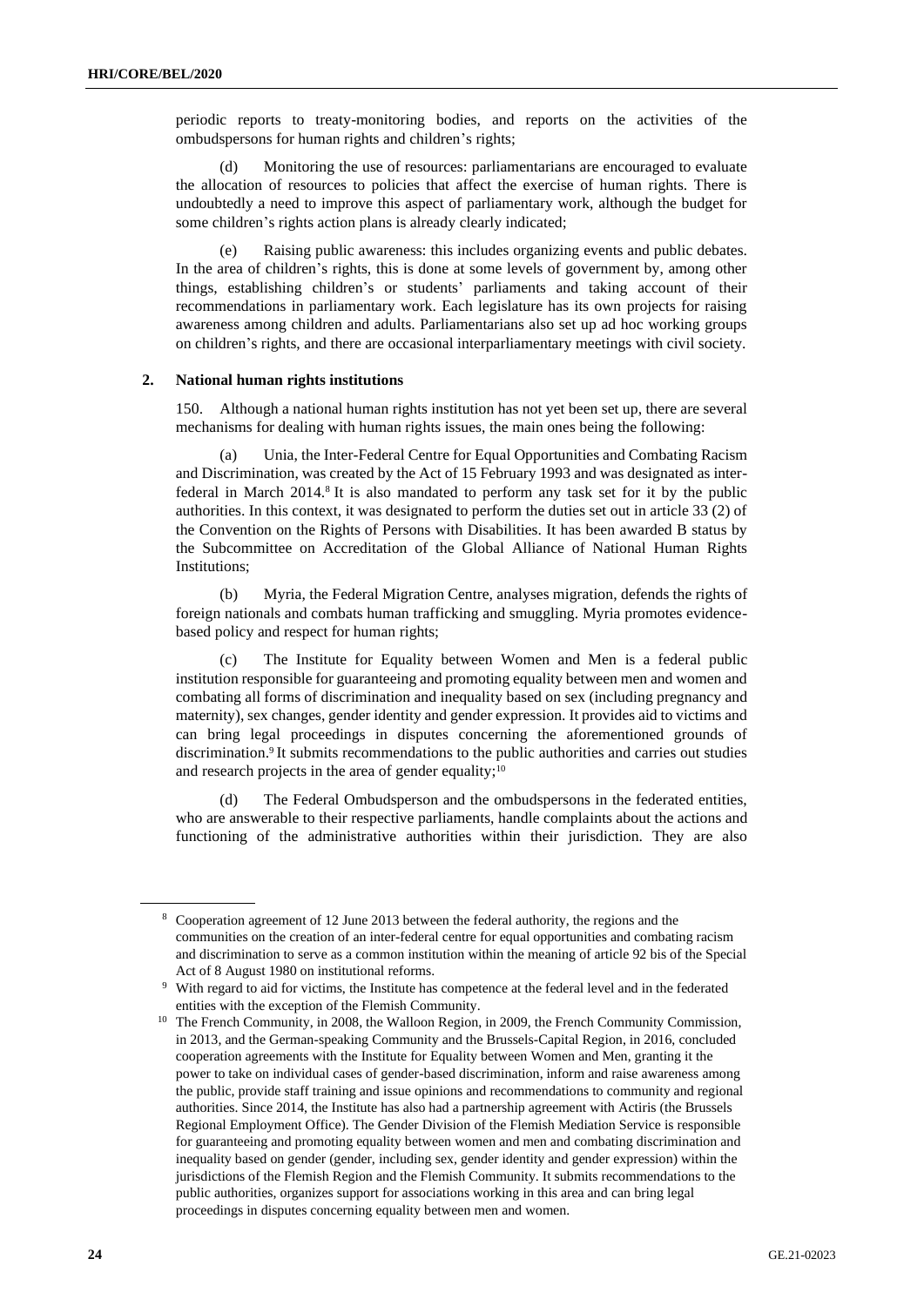periodic reports to treaty-monitoring bodies, and reports on the activities of the ombudspersons for human rights and children's rights;

(d) Monitoring the use of resources: parliamentarians are encouraged to evaluate the allocation of resources to policies that affect the exercise of human rights. There is undoubtedly a need to improve this aspect of parliamentary work, although the budget for some children's rights action plans is already clearly indicated;

(e) Raising public awareness: this includes organizing events and public debates. In the area of children's rights, this is done at some levels of government by, among other things, establishing children's or students' parliaments and taking account of their recommendations in parliamentary work. Each legislature has its own projects for raising awareness among children and adults. Parliamentarians also set up ad hoc working groups on children's rights, and there are occasional interparliamentary meetings with civil society.

### 2. National human rights institutions

150. Although a national human rights institution has not yet been set up, there are several mechanisms for dealing with human rights issues, the main ones being the following:

(a) Unia, the Inter-Federal Centre for Equal Opportunities and Combating Racism and Discrimination, was created by the Act of 15 February 1993 and was designated as inter-federal in March 2014.[8] It is also mandated to perform any task set for it by the public authorities. In this context, it was designated to perform the duties set out in article 33 (2) of the Convention on the Rights of Persons with Disabilities. It has been awarded B status by the Subcommittee on Accreditation of the Global Alliance of National Human Rights Institutions;

(b) Myria, the Federal Migration Centre, analyses migration, defends the rights of foreign nationals and combats human trafficking and smuggling. Myria promotes evidence-based policy and respect for human rights;

(c) The Institute for Equality between Women and Men is a federal public institution responsible for guaranteeing and promoting equality between men and women and combating all forms of discrimination and inequality based on sex (including pregnancy and maternity), sex changes, gender identity and gender expression. It provides aid to victims and can bring legal proceedings in disputes concerning the aforementioned grounds of discrimination.[9] It submits recommendations to the public authorities and carries out studies and research projects in the area of gender equality;[10]

(d) The Federal Ombudsperson and the ombudspersons in the federated entities, who are answerable to their respective parliaments, handle complaints about the actions and functioning of the administrative authorities within their jurisdiction. They are also

---

[8] Cooperation agreement of 12 June 2013 between the federal authority, the regions and the communities on the creation of an inter-federal centre for equal opportunities and combating racism and discrimination to serve as a common institution within the meaning of article 92 bis of the Special Act of 8 August 1980 on institutional reforms.

[9] With regard to aid for victims, the Institute has competence at the federal level and in the federated entities with the exception of the Flemish Community.

[10] The French Community, in 2008, the Walloon Region, in 2009, the French Community Commission, in 2013, and the German-speaking Community and the Brussels-Capital Region, in 2016, concluded cooperation agreements with the Institute for Equality between Women and Men, granting it the power to take on individual cases of gender-based discrimination, inform and raise awareness among the public, provide staff training and issue opinions and recommendations to community and regional authorities. Since 2014, the Institute has also had a partnership agreement with Actiris (the Brussels Regional Employment Office). The Gender Division of the Flemish Mediation Service is responsible for guaranteeing and promoting equality between women and men and combating discrimination and inequality based on gender (gender, including sex, gender identity and gender expression) within the jurisdictions of the Flemish Region and the Flemish Community. It submits recommendations to the public authorities, organizes support for associations working in this area and can bring legal proceedings in disputes concerning equality between men and women.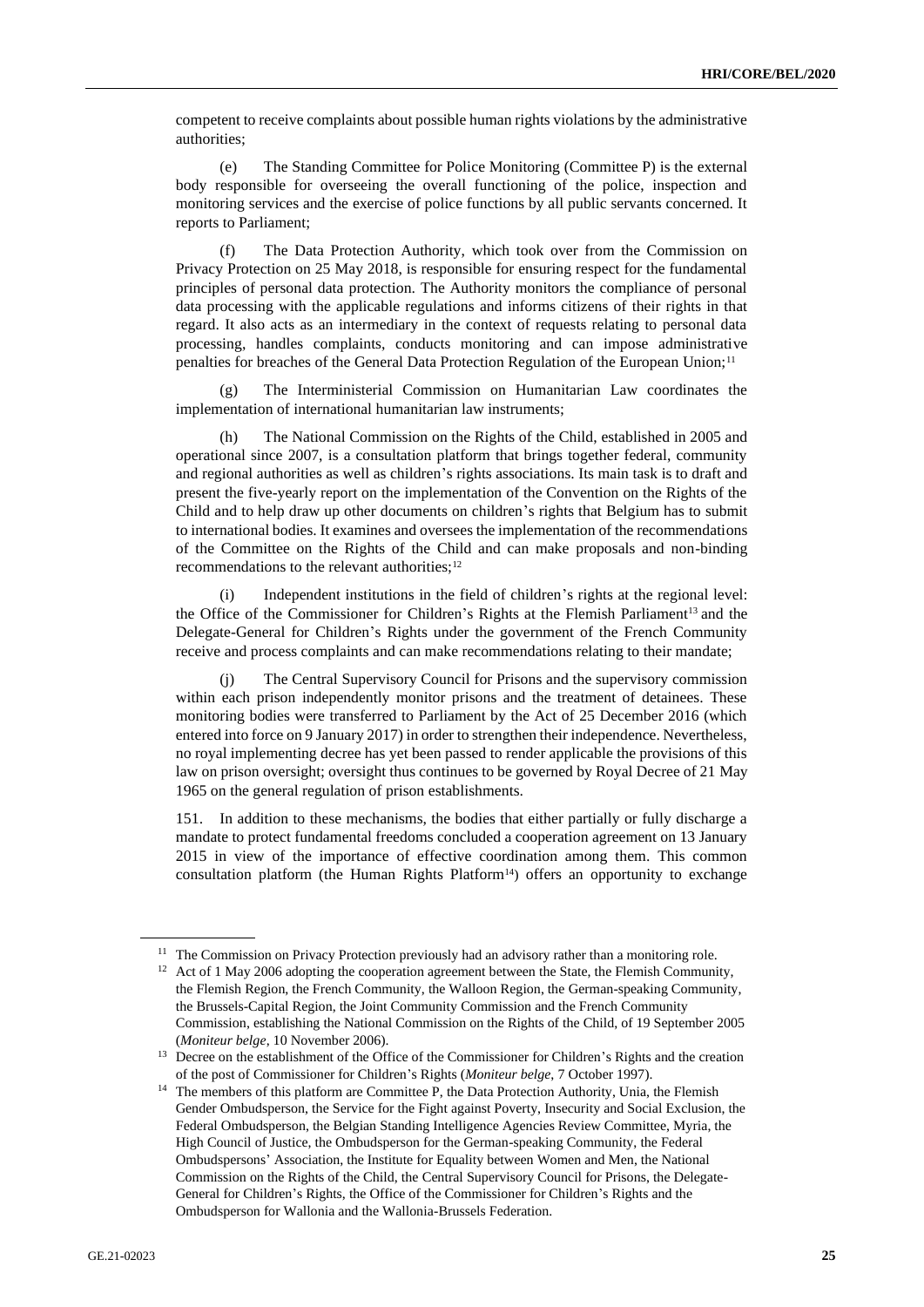competent to receive complaints about possible human rights violations by the administrative authorities;

(e) The Standing Committee for Police Monitoring (Committee P) is the external body responsible for overseeing the overall functioning of the police, inspection and monitoring services and the exercise of police functions by all public servants concerned. It reports to Parliament;

(f) The Data Protection Authority, which took over from the Commission on Privacy Protection on 25 May 2018, is responsible for ensuring respect for the fundamental principles of personal data protection. The Authority monitors the compliance of personal data processing with the applicable regulations and informs citizens of their rights in that regard. It also acts as an intermediary in the context of requests relating to personal data processing, handles complaints, conducts monitoring and can impose administrative penalties for breaches of the General Data Protection Regulation of the European Union;[11]

(g) The Interministerial Commission on Humanitarian Law coordinates the implementation of international humanitarian law instruments;

(h) The National Commission on the Rights of the Child, established in 2005 and operational since 2007, is a consultation platform that brings together federal, community and regional authorities as well as children's rights associations. Its main task is to draft and present the five-yearly report on the implementation of the Convention on the Rights of the Child and to help draw up other documents on children's rights that Belgium has to submit to international bodies. It examines and oversees the implementation of the recommendations of the Committee on the Rights of the Child and can make proposals and non-binding recommendations to the relevant authorities;[12]

(i) Independent institutions in the field of children's rights at the regional level: the Office of the Commissioner for Children's Rights at the Flemish Parliament[13] and the Delegate-General for Children's Rights under the government of the French Community receive and process complaints and can make recommendations relating to their mandate;

(j) The Central Supervisory Council for Prisons and the supervisory commission within each prison independently monitor prisons and the treatment of detainees. These monitoring bodies were transferred to Parliament by the Act of 25 December 2016 (which entered into force on 9 January 2017) in order to strengthen their independence. Nevertheless, no royal implementing decree has yet been passed to render applicable the provisions of this law on prison oversight; oversight thus continues to be governed by Royal Decree of 21 May 1965 on the general regulation of prison establishments.

151. In addition to these mechanisms, the bodies that either partially or fully discharge a mandate to protect fundamental freedoms concluded a cooperation agreement on 13 January 2015 in view of the importance of effective coordination among them. This common consultation platform (the Human Rights Platform[14]) offers an opportunity to exchange

---

[11] The Commission on Privacy Protection previously had an advisory rather than a monitoring role.

[12] Act of 1 May 2006 adopting the cooperation agreement between the State, the Flemish Community, the Flemish Region, the French Community, the Walloon Region, the German-speaking Community, the Brussels-Capital Region, the Joint Community Commission and the French Community Commission, establishing the National Commission on the Rights of the Child, of 19 September 2005 (*Moniteur belge*, 10 November 2006).

[13] Decree on the establishment of the Office of the Commissioner for Children's Rights and the creation of the post of Commissioner for Children's Rights (*Moniteur belge*, 7 October 1997).

[14] The members of this platform are Committee P, the Data Protection Authority, Unia, the Flemish Gender Ombudsperson, the Service for the Fight against Poverty, Insecurity and Social Exclusion, the Federal Ombudsperson, the Belgian Standing Intelligence Agencies Review Committee, Myria, the High Council of Justice, the Ombudsperson for the German-speaking Community, the Federal Ombudspersons' Association, the Institute for Equality between Women and Men, the National Commission on the Rights of the Child, the Central Supervisory Council for Prisons, the Delegate-General for Children's Rights, the Office of the Commissioner for Children's Rights and the Ombudsperson for Wallonia and the Wallonia-Brussels Federation.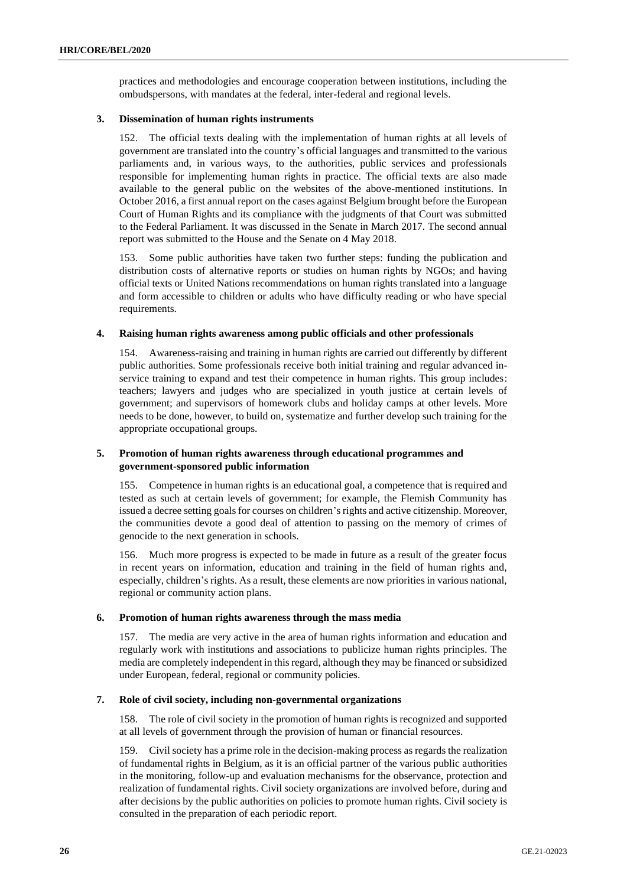practices and methodologies and encourage cooperation between institutions, including the ombudspersons, with mandates at the federal, inter-federal and regional levels.

### 3. Dissemination of human rights instruments

152. The official texts dealing with the implementation of human rights at all levels of government are translated into the country's official languages and transmitted to the various parliaments and, in various ways, to the authorities, public services and professionals responsible for implementing human rights in practice. The official texts are also made available to the general public on the websites of the above-mentioned institutions. In October 2016, a first annual report on the cases against Belgium brought before the European Court of Human Rights and its compliance with the judgments of that Court was submitted to the Federal Parliament. It was discussed in the Senate in March 2017. The second annual report was submitted to the House and the Senate on 4 May 2018.

153. Some public authorities have taken two further steps: funding the publication and distribution costs of alternative reports or studies on human rights by NGOs; and having official texts or United Nations recommendations on human rights translated into a language and form accessible to children or adults who have difficulty reading or who have special requirements.

### 4. Raising human rights awareness among public officials and other professionals

154. Awareness-raising and training in human rights are carried out differently by different public authorities. Some professionals receive both initial training and regular advanced in-service training to expand and test their competence in human rights. This group includes: teachers; lawyers and judges who are specialized in youth justice at certain levels of government; and supervisors of homework clubs and holiday camps at other levels. More needs to be done, however, to build on, systematize and further develop such training for the appropriate occupational groups.

### 5. Promotion of human rights awareness through educational programmes and government-sponsored public information

155. Competence in human rights is an educational goal, a competence that is required and tested as such at certain levels of government; for example, the Flemish Community has issued a decree setting goals for courses on children's rights and active citizenship. Moreover, the communities devote a good deal of attention to passing on the memory of crimes of genocide to the next generation in schools.

156. Much more progress is expected to be made in future as a result of the greater focus in recent years on information, education and training in the field of human rights and, especially, children's rights. As a result, these elements are now priorities in various national, regional or community action plans.

### 6. Promotion of human rights awareness through the mass media

157. The media are very active in the area of human rights information and education and regularly work with institutions and associations to publicize human rights principles. The media are completely independent in this regard, although they may be financed or subsidized under European, federal, regional or community policies.

### 7. Role of civil society, including non-governmental organizations

158. The role of civil society in the promotion of human rights is recognized and supported at all levels of government through the provision of human or financial resources.

159. Civil society has a prime role in the decision-making process as regards the realization of fundamental rights in Belgium, as it is an official partner of the various public authorities in the monitoring, follow-up and evaluation mechanisms for the observance, protection and realization of fundamental rights. Civil society organizations are involved before, during and after decisions by the public authorities on policies to promote human rights. Civil society is consulted in the preparation of each periodic report.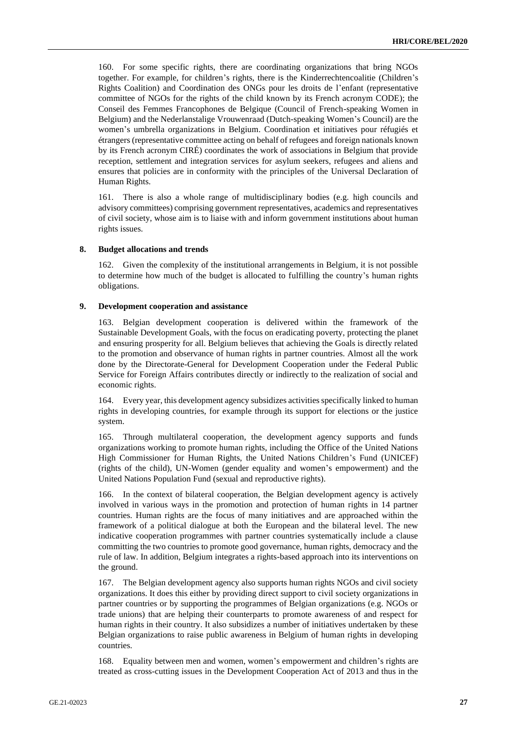160. For some specific rights, there are coordinating organizations that bring NGOs together. For example, for children's rights, there is the Kinderrechtencoalitie (Children's Rights Coalition) and Coordination des ONGs pour les droits de l'enfant (representative committee of NGOs for the rights of the child known by its French acronym CODE); the Conseil des Femmes Francophones de Belgique (Council of French-speaking Women in Belgium) and the Nederlanstalige Vrouwenraad (Dutch-speaking Women's Council) are the women's umbrella organizations in Belgium. Coordination et initiatives pour réfugiés et étrangers (representative committee acting on behalf of refugees and foreign nationals known by its French acronym CIRÉ) coordinates the work of associations in Belgium that provide reception, settlement and integration services for asylum seekers, refugees and aliens and ensures that policies are in conformity with the principles of the Universal Declaration of Human Rights.

161. There is also a whole range of multidisciplinary bodies (e.g. high councils and advisory committees) comprising government representatives, academics and representatives of civil society, whose aim is to liaise with and inform government institutions about human rights issues.

### 8. Budget allocations and trends

162. Given the complexity of the institutional arrangements in Belgium, it is not possible to determine how much of the budget is allocated to fulfilling the country's human rights obligations.

### 9. Development cooperation and assistance

163. Belgian development cooperation is delivered within the framework of the Sustainable Development Goals, with the focus on eradicating poverty, protecting the planet and ensuring prosperity for all. Belgium believes that achieving the Goals is directly related to the promotion and observance of human rights in partner countries. Almost all the work done by the Directorate-General for Development Cooperation under the Federal Public Service for Foreign Affairs contributes directly or indirectly to the realization of social and economic rights.

164. Every year, this development agency subsidizes activities specifically linked to human rights in developing countries, for example through its support for elections or the justice system.

165. Through multilateral cooperation, the development agency supports and funds organizations working to promote human rights, including the Office of the United Nations High Commissioner for Human Rights, the United Nations Children's Fund (UNICEF) (rights of the child), UN-Women (gender equality and women's empowerment) and the United Nations Population Fund (sexual and reproductive rights).

166. In the context of bilateral cooperation, the Belgian development agency is actively involved in various ways in the promotion and protection of human rights in 14 partner countries. Human rights are the focus of many initiatives and are approached within the framework of a political dialogue at both the European and the bilateral level. The new indicative cooperation programmes with partner countries systematically include a clause committing the two countries to promote good governance, human rights, democracy and the rule of law. In addition, Belgium integrates a rights-based approach into its interventions on the ground.

167. The Belgian development agency also supports human rights NGOs and civil society organizations. It does this either by providing direct support to civil society organizations in partner countries or by supporting the programmes of Belgian organizations (e.g. NGOs or trade unions) that are helping their counterparts to promote awareness of and respect for human rights in their country. It also subsidizes a number of initiatives undertaken by these Belgian organizations to raise public awareness in Belgium of human rights in developing countries.

168. Equality between men and women, women's empowerment and children's rights are treated as cross-cutting issues in the Development Cooperation Act of 2013 and thus in the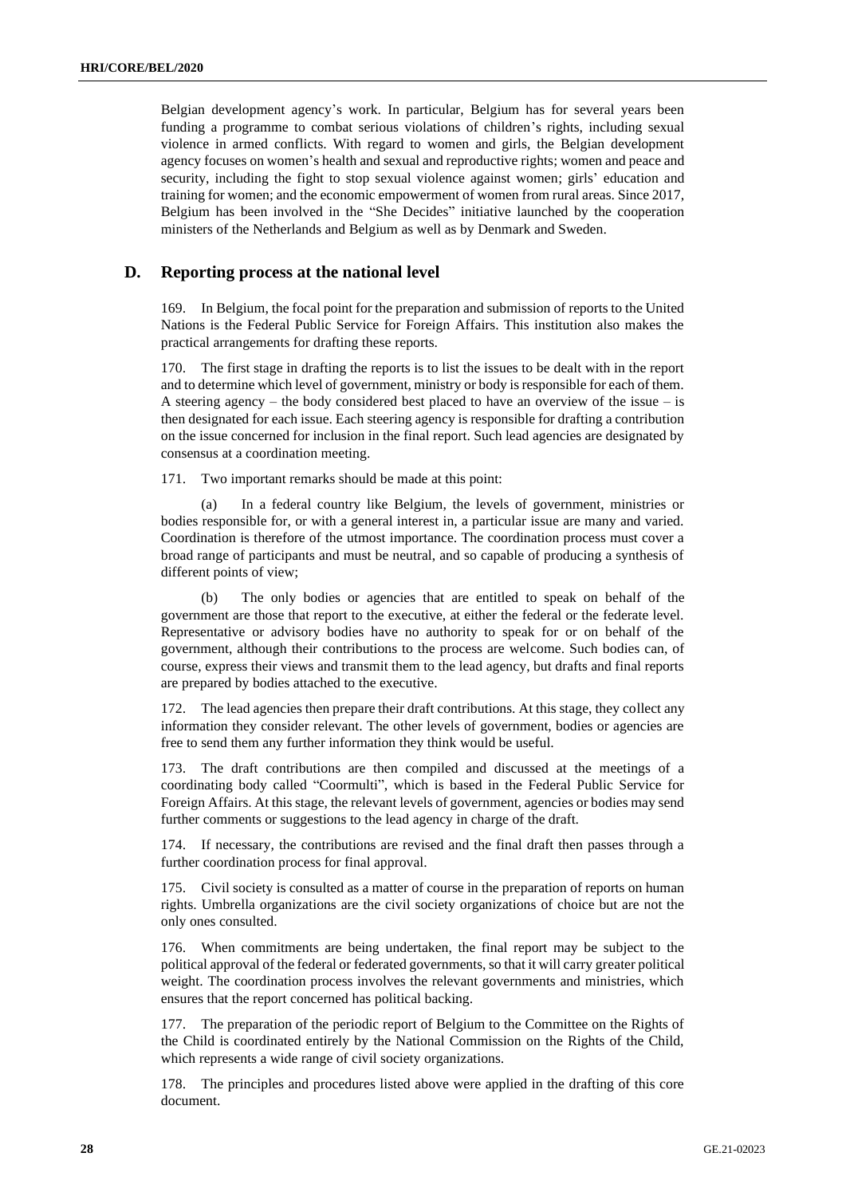Belgian development agency's work. In particular, Belgium has for several years been funding a programme to combat serious violations of children's rights, including sexual violence in armed conflicts. With regard to women and girls, the Belgian development agency focuses on women's health and sexual and reproductive rights; women and peace and security, including the fight to stop sexual violence against women; girls' education and training for women; and the economic empowerment of women from rural areas. Since 2017, Belgium has been involved in the "She Decides" initiative launched by the cooperation ministers of the Netherlands and Belgium as well as by Denmark and Sweden.

## D. Reporting process at the national level

169. In Belgium, the focal point for the preparation and submission of reports to the United Nations is the Federal Public Service for Foreign Affairs. This institution also makes the practical arrangements for drafting these reports.

170. The first stage in drafting the reports is to list the issues to be dealt with in the report and to determine which level of government, ministry or body is responsible for each of them. A steering agency – the body considered best placed to have an overview of the issue – is then designated for each issue. Each steering agency is responsible for drafting a contribution on the issue concerned for inclusion in the final report. Such lead agencies are designated by consensus at a coordination meeting.

171. Two important remarks should be made at this point:

(a) In a federal country like Belgium, the levels of government, ministries or bodies responsible for, or with a general interest in, a particular issue are many and varied. Coordination is therefore of the utmost importance. The coordination process must cover a broad range of participants and must be neutral, and so capable of producing a synthesis of different points of view;

(b) The only bodies or agencies that are entitled to speak on behalf of the government are those that report to the executive, at either the federal or the federate level. Representative or advisory bodies have no authority to speak for or on behalf of the government, although their contributions to the process are welcome. Such bodies can, of course, express their views and transmit them to the lead agency, but drafts and final reports are prepared by bodies attached to the executive.

172. The lead agencies then prepare their draft contributions. At this stage, they collect any information they consider relevant. The other levels of government, bodies or agencies are free to send them any further information they think would be useful.

173. The draft contributions are then compiled and discussed at the meetings of a coordinating body called "Coormulti", which is based in the Federal Public Service for Foreign Affairs. At this stage, the relevant levels of government, agencies or bodies may send further comments or suggestions to the lead agency in charge of the draft.

174. If necessary, the contributions are revised and the final draft then passes through a further coordination process for final approval.

175. Civil society is consulted as a matter of course in the preparation of reports on human rights. Umbrella organizations are the civil society organizations of choice but are not the only ones consulted.

176. When commitments are being undertaken, the final report may be subject to the political approval of the federal or federated governments, so that it will carry greater political weight. The coordination process involves the relevant governments and ministries, which ensures that the report concerned has political backing.

177. The preparation of the periodic report of Belgium to the Committee on the Rights of the Child is coordinated entirely by the National Commission on the Rights of the Child, which represents a wide range of civil society organizations.

178. The principles and procedures listed above were applied in the drafting of this core document.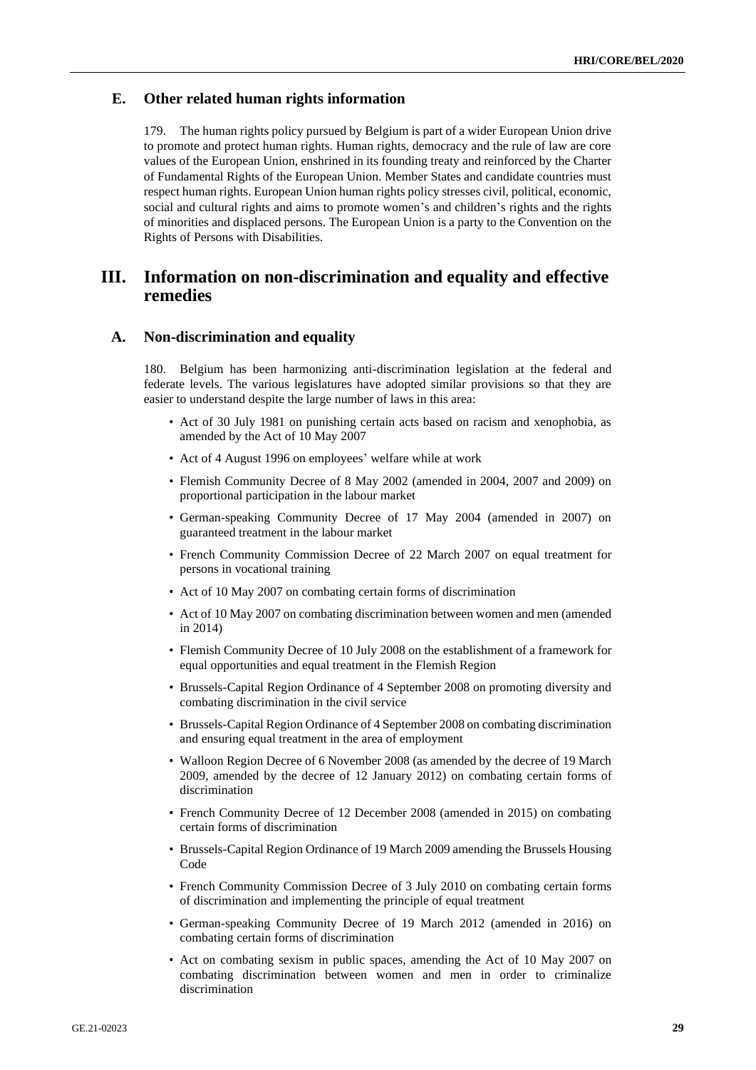## E. Other related human rights information

179. The human rights policy pursued by Belgium is part of a wider European Union drive to promote and protect human rights. Human rights, democracy and the rule of law are core values of the European Union, enshrined in its founding treaty and reinforced by the Charter of Fundamental Rights of the European Union. Member States and candidate countries must respect human rights. European Union human rights policy stresses civil, political, economic, social and cultural rights and aims to promote women's and children's rights and the rights of minorities and displaced persons. The European Union is a party to the Convention on the Rights of Persons with Disabilities.

# III. Information on non-discrimination and equality and effective remedies

## A. Non-discrimination and equality

180. Belgium has been harmonizing anti-discrimination legislation at the federal and federate levels. The various legislatures have adopted similar provisions so that they are easier to understand despite the large number of laws in this area:

- Act of 30 July 1981 on punishing certain acts based on racism and xenophobia, as amended by the Act of 10 May 2007
- Act of 4 August 1996 on employees' welfare while at work
- Flemish Community Decree of 8 May 2002 (amended in 2004, 2007 and 2009) on proportional participation in the labour market
- German-speaking Community Decree of 17 May 2004 (amended in 2007) on guaranteed treatment in the labour market
- French Community Commission Decree of 22 March 2007 on equal treatment for persons in vocational training
- Act of 10 May 2007 on combating certain forms of discrimination
- Act of 10 May 2007 on combating discrimination between women and men (amended in 2014)
- Flemish Community Decree of 10 July 2008 on the establishment of a framework for equal opportunities and equal treatment in the Flemish Region
- Brussels-Capital Region Ordinance of 4 September 2008 on promoting diversity and combating discrimination in the civil service
- Brussels-Capital Region Ordinance of 4 September 2008 on combating discrimination and ensuring equal treatment in the area of employment
- Walloon Region Decree of 6 November 2008 (as amended by the decree of 19 March 2009, amended by the decree of 12 January 2012) on combating certain forms of discrimination
- French Community Decree of 12 December 2008 (amended in 2015) on combating certain forms of discrimination
- Brussels-Capital Region Ordinance of 19 March 2009 amending the Brussels Housing Code
- French Community Commission Decree of 3 July 2010 on combating certain forms of discrimination and implementing the principle of equal treatment
- German-speaking Community Decree of 19 March 2012 (amended in 2016) on combating certain forms of discrimination
- Act on combating sexism in public spaces, amending the Act of 10 May 2007 on combating discrimination between women and men in order to criminalize discrimination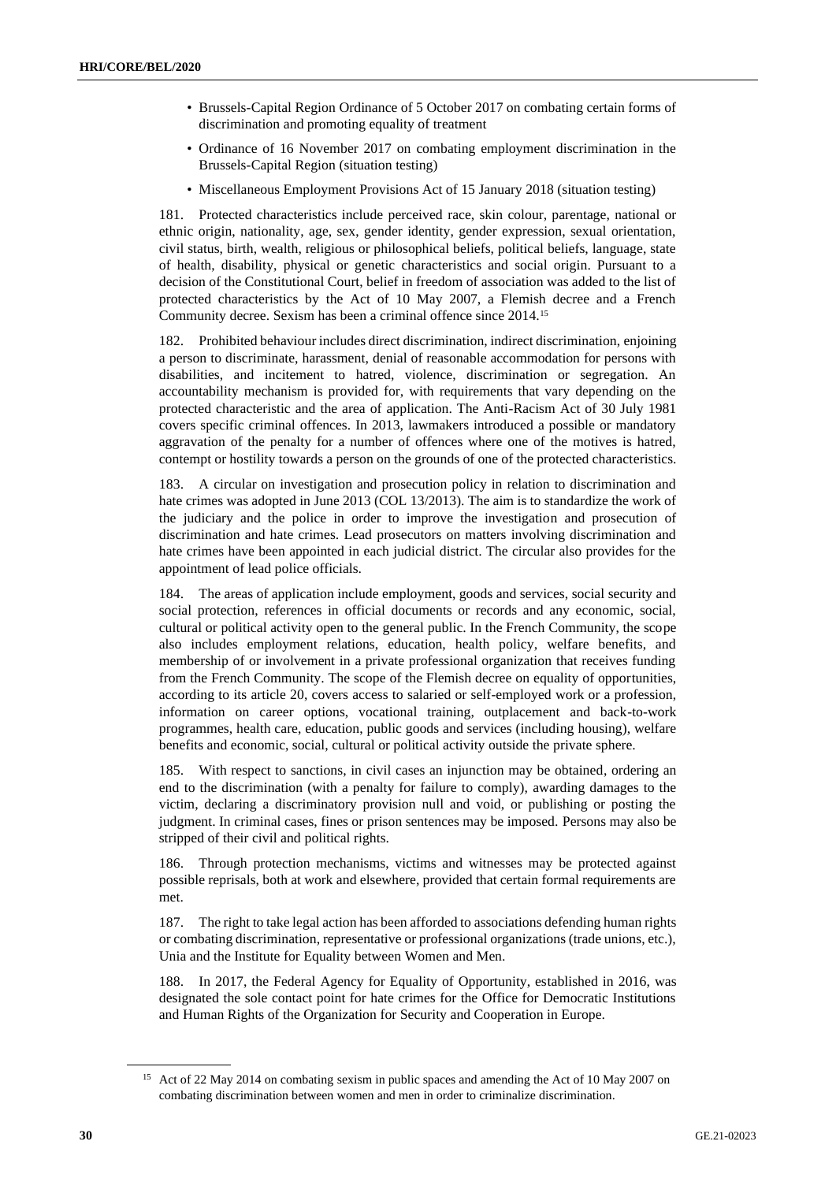- Brussels-Capital Region Ordinance of 5 October 2017 on combating certain forms of discrimination and promoting equality of treatment
- Ordinance of 16 November 2017 on combating employment discrimination in the Brussels-Capital Region (situation testing)
- Miscellaneous Employment Provisions Act of 15 January 2018 (situation testing)

181. Protected characteristics include perceived race, skin colour, parentage, national or ethnic origin, nationality, age, sex, gender identity, gender expression, sexual orientation, civil status, birth, wealth, religious or philosophical beliefs, political beliefs, language, state of health, disability, physical or genetic characteristics and social origin. Pursuant to a decision of the Constitutional Court, belief in freedom of association was added to the list of protected characteristics by the Act of 10 May 2007, a Flemish decree and a French Community decree. Sexism has been a criminal offence since 2014.[15]

182. Prohibited behaviour includes direct discrimination, indirect discrimination, enjoining a person to discriminate, harassment, denial of reasonable accommodation for persons with disabilities, and incitement to hatred, violence, discrimination or segregation. An accountability mechanism is provided for, with requirements that vary depending on the protected characteristic and the area of application. The Anti-Racism Act of 30 July 1981 covers specific criminal offences. In 2013, lawmakers introduced a possible or mandatory aggravation of the penalty for a number of offences where one of the motives is hatred, contempt or hostility towards a person on the grounds of one of the protected characteristics.

183. A circular on investigation and prosecution policy in relation to discrimination and hate crimes was adopted in June 2013 (COL 13/2013). The aim is to standardize the work of the judiciary and the police in order to improve the investigation and prosecution of discrimination and hate crimes. Lead prosecutors on matters involving discrimination and hate crimes have been appointed in each judicial district. The circular also provides for the appointment of lead police officials.

184. The areas of application include employment, goods and services, social security and social protection, references in official documents or records and any economic, social, cultural or political activity open to the general public. In the French Community, the scope also includes employment relations, education, health policy, welfare benefits, and membership of or involvement in a private professional organization that receives funding from the French Community. The scope of the Flemish decree on equality of opportunities, according to its article 20, covers access to salaried or self-employed work or a profession, information on career options, vocational training, outplacement and back-to-work programmes, health care, education, public goods and services (including housing), welfare benefits and economic, social, cultural or political activity outside the private sphere.

185. With respect to sanctions, in civil cases an injunction may be obtained, ordering an end to the discrimination (with a penalty for failure to comply), awarding damages to the victim, declaring a discriminatory provision null and void, or publishing or posting the judgment. In criminal cases, fines or prison sentences may be imposed. Persons may also be stripped of their civil and political rights.

186. Through protection mechanisms, victims and witnesses may be protected against possible reprisals, both at work and elsewhere, provided that certain formal requirements are met.

187. The right to take legal action has been afforded to associations defending human rights or combating discrimination, representative or professional organizations (trade unions, etc.), Unia and the Institute for Equality between Women and Men.

188. In 2017, the Federal Agency for Equality of Opportunity, established in 2016, was designated the sole contact point for hate crimes for the Office for Democratic Institutions and Human Rights of the Organization for Security and Cooperation in Europe.

[15] Act of 22 May 2014 on combating sexism in public spaces and amending the Act of 10 May 2007 on combating discrimination between women and men in order to criminalize discrimination.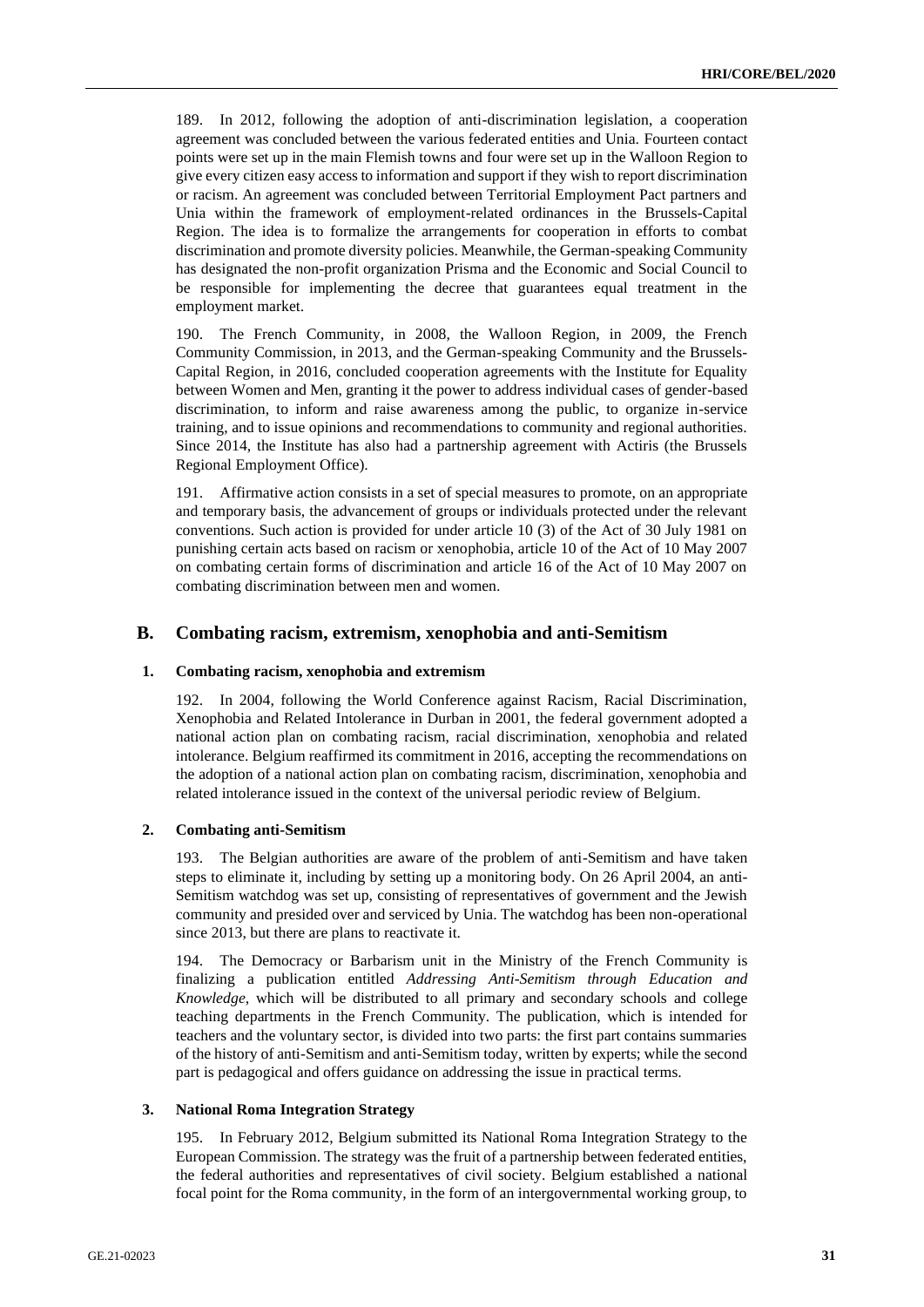189. In 2012, following the adoption of anti-discrimination legislation, a cooperation agreement was concluded between the various federated entities and Unia. Fourteen contact points were set up in the main Flemish towns and four were set up in the Walloon Region to give every citizen easy access to information and support if they wish to report discrimination or racism. An agreement was concluded between Territorial Employment Pact partners and Unia within the framework of employment-related ordinances in the Brussels-Capital Region. The idea is to formalize the arrangements for cooperation in efforts to combat discrimination and promote diversity policies. Meanwhile, the German-speaking Community has designated the non-profit organization Prisma and the Economic and Social Council to be responsible for implementing the decree that guarantees equal treatment in the employment market.

190. The French Community, in 2008, the Walloon Region, in 2009, the French Community Commission, in 2013, and the German-speaking Community and the Brussels-Capital Region, in 2016, concluded cooperation agreements with the Institute for Equality between Women and Men, granting it the power to address individual cases of gender-based discrimination, to inform and raise awareness among the public, to organize in-service training, and to issue opinions and recommendations to community and regional authorities. Since 2014, the Institute has also had a partnership agreement with Actiris (the Brussels Regional Employment Office).

191. Affirmative action consists in a set of special measures to promote, on an appropriate and temporary basis, the advancement of groups or individuals protected under the relevant conventions. Such action is provided for under article 10 (3) of the Act of 30 July 1981 on punishing certain acts based on racism or xenophobia, article 10 of the Act of 10 May 2007 on combating certain forms of discrimination and article 16 of the Act of 10 May 2007 on combating discrimination between men and women.

## B. Combating racism, extremism, xenophobia and anti-Semitism

### 1. Combating racism, xenophobia and extremism

192. In 2004, following the World Conference against Racism, Racial Discrimination, Xenophobia and Related Intolerance in Durban in 2001, the federal government adopted a national action plan on combating racism, racial discrimination, xenophobia and related intolerance. Belgium reaffirmed its commitment in 2016, accepting the recommendations on the adoption of a national action plan on combating racism, discrimination, xenophobia and related intolerance issued in the context of the universal periodic review of Belgium.

### 2. Combating anti-Semitism

193. The Belgian authorities are aware of the problem of anti-Semitism and have taken steps to eliminate it, including by setting up a monitoring body. On 26 April 2004, an anti-Semitism watchdog was set up, consisting of representatives of government and the Jewish community and presided over and serviced by Unia. The watchdog has been non-operational since 2013, but there are plans to reactivate it.

194. The Democracy or Barbarism unit in the Ministry of the French Community is finalizing a publication entitled *Addressing Anti-Semitism through Education and Knowledge*, which will be distributed to all primary and secondary schools and college teaching departments in the French Community. The publication, which is intended for teachers and the voluntary sector, is divided into two parts: the first part contains summaries of the history of anti-Semitism and anti-Semitism today, written by experts; while the second part is pedagogical and offers guidance on addressing the issue in practical terms.

### 3. National Roma Integration Strategy

195. In February 2012, Belgium submitted its National Roma Integration Strategy to the European Commission. The strategy was the fruit of a partnership between federated entities, the federal authorities and representatives of civil society. Belgium established a national focal point for the Roma community, in the form of an intergovernmental working group, to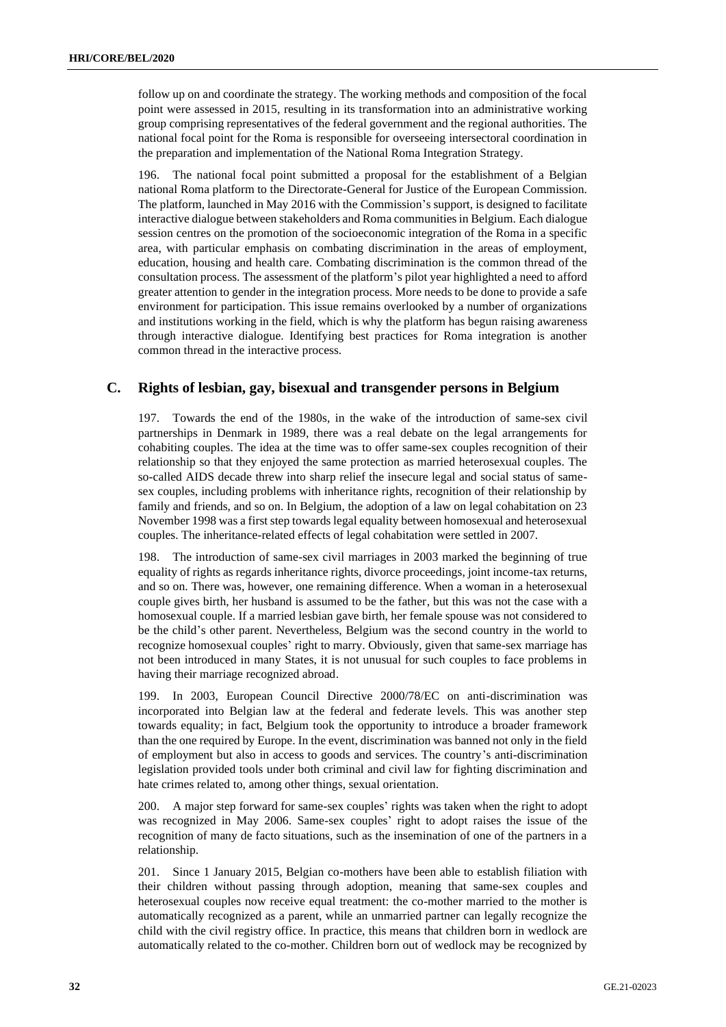follow up on and coordinate the strategy. The working methods and composition of the focal point were assessed in 2015, resulting in its transformation into an administrative working group comprising representatives of the federal government and the regional authorities. The national focal point for the Roma is responsible for overseeing intersectoral coordination in the preparation and implementation of the National Roma Integration Strategy.

196. The national focal point submitted a proposal for the establishment of a Belgian national Roma platform to the Directorate-General for Justice of the European Commission. The platform, launched in May 2016 with the Commission's support, is designed to facilitate interactive dialogue between stakeholders and Roma communities in Belgium. Each dialogue session centres on the promotion of the socioeconomic integration of the Roma in a specific area, with particular emphasis on combating discrimination in the areas of employment, education, housing and health care. Combating discrimination is the common thread of the consultation process. The assessment of the platform's pilot year highlighted a need to afford greater attention to gender in the integration process. More needs to be done to provide a safe environment for participation. This issue remains overlooked by a number of organizations and institutions working in the field, which is why the platform has begun raising awareness through interactive dialogue. Identifying best practices for Roma integration is another common thread in the interactive process.

## C. Rights of lesbian, gay, bisexual and transgender persons in Belgium

197. Towards the end of the 1980s, in the wake of the introduction of same-sex civil partnerships in Denmark in 1989, there was a real debate on the legal arrangements for cohabiting couples. The idea at the time was to offer same-sex couples recognition of their relationship so that they enjoyed the same protection as married heterosexual couples. The so-called AIDS decade threw into sharp relief the insecure legal and social status of same-sex couples, including problems with inheritance rights, recognition of their relationship by family and friends, and so on. In Belgium, the adoption of a law on legal cohabitation on 23 November 1998 was a first step towards legal equality between homosexual and heterosexual couples. The inheritance-related effects of legal cohabitation were settled in 2007.

198. The introduction of same-sex civil marriages in 2003 marked the beginning of true equality of rights as regards inheritance rights, divorce proceedings, joint income-tax returns, and so on. There was, however, one remaining difference. When a woman in a heterosexual couple gives birth, her husband is assumed to be the father, but this was not the case with a homosexual couple. If a married lesbian gave birth, her female spouse was not considered to be the child's other parent. Nevertheless, Belgium was the second country in the world to recognize homosexual couples' right to marry. Obviously, given that same-sex marriage has not been introduced in many States, it is not unusual for such couples to face problems in having their marriage recognized abroad.

199. In 2003, European Council Directive 2000/78/EC on anti-discrimination was incorporated into Belgian law at the federal and federate levels. This was another step towards equality; in fact, Belgium took the opportunity to introduce a broader framework than the one required by Europe. In the event, discrimination was banned not only in the field of employment but also in access to goods and services. The country's anti-discrimination legislation provided tools under both criminal and civil law for fighting discrimination and hate crimes related to, among other things, sexual orientation.

200. A major step forward for same-sex couples' rights was taken when the right to adopt was recognized in May 2006. Same-sex couples' right to adopt raises the issue of the recognition of many de facto situations, such as the insemination of one of the partners in a relationship.

201. Since 1 January 2015, Belgian co-mothers have been able to establish filiation with their children without passing through adoption, meaning that same-sex couples and heterosexual couples now receive equal treatment: the co-mother married to the mother is automatically recognized as a parent, while an unmarried partner can legally recognize the child with the civil registry office. In practice, this means that children born in wedlock are automatically related to the co-mother. Children born out of wedlock may be recognized by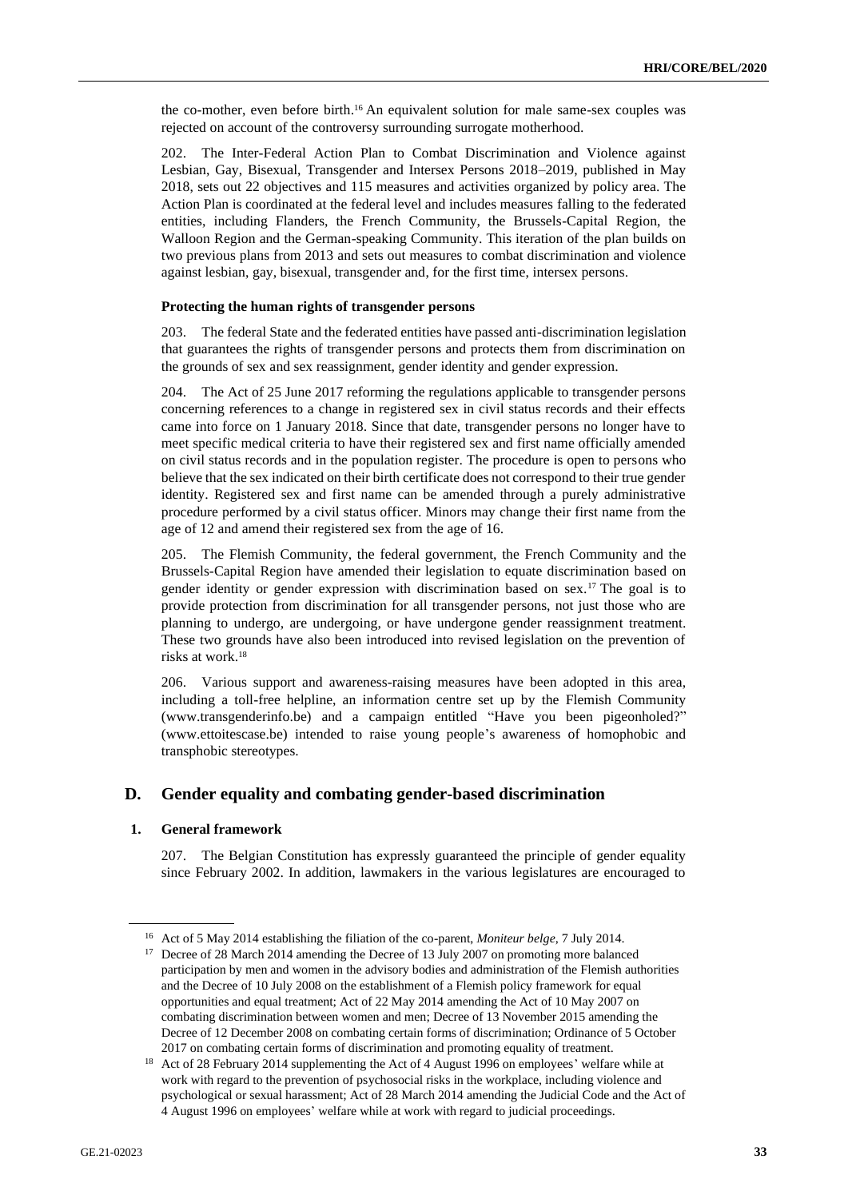the co-mother, even before birth.[16] An equivalent solution for male same-sex couples was rejected on account of the controversy surrounding surrogate motherhood.

202. The Inter-Federal Action Plan to Combat Discrimination and Violence against Lesbian, Gay, Bisexual, Transgender and Intersex Persons 2018–2019, published in May 2018, sets out 22 objectives and 115 measures and activities organized by policy area. The Action Plan is coordinated at the federal level and includes measures falling to the federated entities, including Flanders, the French Community, the Brussels-Capital Region, the Walloon Region and the German-speaking Community. This iteration of the plan builds on two previous plans from 2013 and sets out measures to combat discrimination and violence against lesbian, gay, bisexual, transgender and, for the first time, intersex persons.

**Protecting the human rights of transgender persons**

203. The federal State and the federated entities have passed anti-discrimination legislation that guarantees the rights of transgender persons and protects them from discrimination on the grounds of sex and sex reassignment, gender identity and gender expression.

204. The Act of 25 June 2017 reforming the regulations applicable to transgender persons concerning references to a change in registered sex in civil status records and their effects came into force on 1 January 2018. Since that date, transgender persons no longer have to meet specific medical criteria to have their registered sex and first name officially amended on civil status records and in the population register. The procedure is open to persons who believe that the sex indicated on their birth certificate does not correspond to their true gender identity. Registered sex and first name can be amended through a purely administrative procedure performed by a civil status officer. Minors may change their first name from the age of 12 and amend their registered sex from the age of 16.

205. The Flemish Community, the federal government, the French Community and the Brussels-Capital Region have amended their legislation to equate discrimination based on gender identity or gender expression with discrimination based on sex.[17] The goal is to provide protection from discrimination for all transgender persons, not just those who are planning to undergo, are undergoing, or have undergone gender reassignment treatment. These two grounds have also been introduced into revised legislation on the prevention of risks at work.[18]

206. Various support and awareness-raising measures have been adopted in this area, including a toll-free helpline, an information centre set up by the Flemish Community (www.transgenderinfo.be) and a campaign entitled "Have you been pigeonholed?" (www.ettoitescase.be) intended to raise young people's awareness of homophobic and transphobic stereotypes.

## D. Gender equality and combating gender-based discrimination

### 1. General framework

207. The Belgian Constitution has expressly guaranteed the principle of gender equality since February 2002. In addition, lawmakers in the various legislatures are encouraged to

---

[16] Act of 5 May 2014 establishing the filiation of the co-parent, *Moniteur belge*, 7 July 2014.

[17] Decree of 28 March 2014 amending the Decree of 13 July 2007 on promoting more balanced participation by men and women in the advisory bodies and administration of the Flemish authorities and the Decree of 10 July 2008 on the establishment of a Flemish policy framework for equal opportunities and equal treatment; Act of 22 May 2014 amending the Act of 10 May 2007 on combating discrimination between women and men; Decree of 13 November 2015 amending the Decree of 12 December 2008 on combating certain forms of discrimination; Ordinance of 5 October 2017 on combating certain forms of discrimination and promoting equality of treatment.

[18] Act of 28 February 2014 supplementing the Act of 4 August 1996 on employees' welfare while at work with regard to the prevention of psychosocial risks in the workplace, including violence and psychological or sexual harassment; Act of 28 March 2014 amending the Judicial Code and the Act of 4 August 1996 on employees' welfare while at work with regard to judicial proceedings.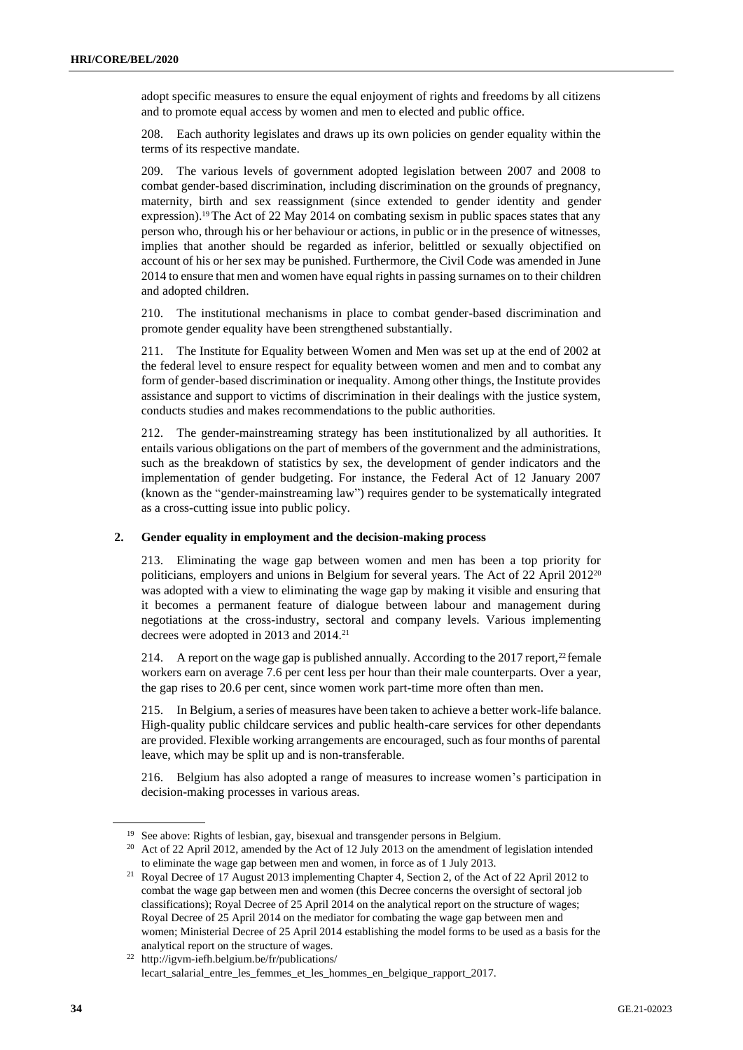adopt specific measures to ensure the equal enjoyment of rights and freedoms by all citizens and to promote equal access by women and men to elected and public office.

208. Each authority legislates and draws up its own policies on gender equality within the terms of its respective mandate.

209. The various levels of government adopted legislation between 2007 and 2008 to combat gender-based discrimination, including discrimination on the grounds of pregnancy, maternity, birth and sex reassignment (since extended to gender identity and gender expression).[19] The Act of 22 May 2014 on combating sexism in public spaces states that any person who, through his or her behaviour or actions, in public or in the presence of witnesses, implies that another should be regarded as inferior, belittled or sexually objectified on account of his or her sex may be punished. Furthermore, the Civil Code was amended in June 2014 to ensure that men and women have equal rights in passing surnames on to their children and adopted children.

210. The institutional mechanisms in place to combat gender-based discrimination and promote gender equality have been strengthened substantially.

211. The Institute for Equality between Women and Men was set up at the end of 2002 at the federal level to ensure respect for equality between women and men and to combat any form of gender-based discrimination or inequality. Among other things, the Institute provides assistance and support to victims of discrimination in their dealings with the justice system, conducts studies and makes recommendations to the public authorities.

212. The gender-mainstreaming strategy has been institutionalized by all authorities. It entails various obligations on the part of members of the government and the administrations, such as the breakdown of statistics by sex, the development of gender indicators and the implementation of gender budgeting. For instance, the Federal Act of 12 January 2007 (known as the "gender-mainstreaming law") requires gender to be systematically integrated as a cross-cutting issue into public policy.

### 2. Gender equality in employment and the decision-making process

213. Eliminating the wage gap between women and men has been a top priority for politicians, employers and unions in Belgium for several years. The Act of 22 April 2012[20] was adopted with a view to eliminating the wage gap by making it visible and ensuring that it becomes a permanent feature of dialogue between labour and management during negotiations at the cross-industry, sectoral and company levels. Various implementing decrees were adopted in 2013 and 2014.[21]

214. A report on the wage gap is published annually. According to the 2017 report,[22] female workers earn on average 7.6 per cent less per hour than their male counterparts. Over a year, the gap rises to 20.6 per cent, since women work part-time more often than men.

215. In Belgium, a series of measures have been taken to achieve a better work-life balance. High-quality public childcare services and public health-care services for other dependants are provided. Flexible working arrangements are encouraged, such as four months of parental leave, which may be split up and is non-transferable.

216. Belgium has also adopted a range of measures to increase women's participation in decision-making processes in various areas.

---

[19] See above: Rights of lesbian, gay, bisexual and transgender persons in Belgium.

[20] Act of 22 April 2012, amended by the Act of 12 July 2013 on the amendment of legislation intended to eliminate the wage gap between men and women, in force as of 1 July 2013.

[21] Royal Decree of 17 August 2013 implementing Chapter 4, Section 2, of the Act of 22 April 2012 to combat the wage gap between men and women (this Decree concerns the oversight of sectoral job classifications); Royal Decree of 25 April 2014 on the analytical report on the structure of wages; Royal Decree of 25 April 2014 on the mediator for combating the wage gap between men and women; Ministerial Decree of 25 April 2014 establishing the model forms to be used as a basis for the analytical report on the structure of wages.

[22] http://igvm-iefh.belgium.be/fr/publications/lecart_salarial_entre_les_femmes_et_les_hommes_en_belgique_rapport_2017.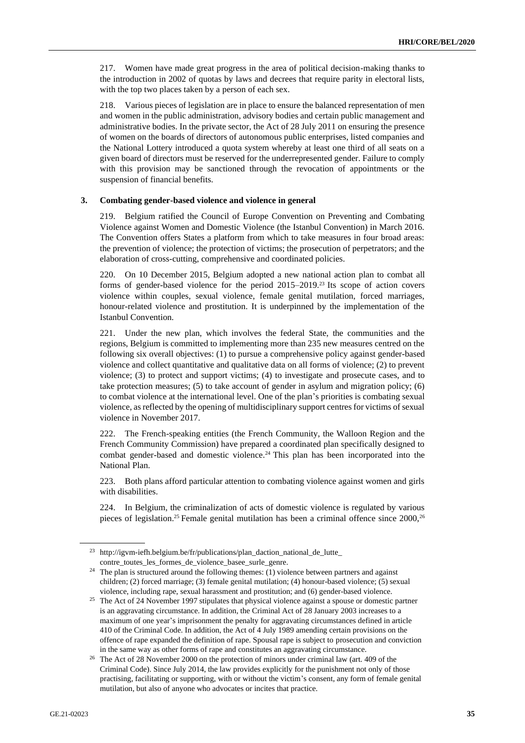217. Women have made great progress in the area of political decision-making thanks to the introduction in 2002 of quotas by laws and decrees that require parity in electoral lists, with the top two places taken by a person of each sex.

218. Various pieces of legislation are in place to ensure the balanced representation of men and women in the public administration, advisory bodies and certain public management and administrative bodies. In the private sector, the Act of 28 July 2011 on ensuring the presence of women on the boards of directors of autonomous public enterprises, listed companies and the National Lottery introduced a quota system whereby at least one third of all seats on a given board of directors must be reserved for the underrepresented gender. Failure to comply with this provision may be sanctioned through the revocation of appointments or the suspension of financial benefits.

### 3. Combating gender-based violence and violence in general

219. Belgium ratified the Council of Europe Convention on Preventing and Combating Violence against Women and Domestic Violence (the Istanbul Convention) in March 2016. The Convention offers States a platform from which to take measures in four broad areas: the prevention of violence; the protection of victims; the prosecution of perpetrators; and the elaboration of cross-cutting, comprehensive and coordinated policies.

220. On 10 December 2015, Belgium adopted a new national action plan to combat all forms of gender-based violence for the period 2015–2019.[23] Its scope of action covers violence within couples, sexual violence, female genital mutilation, forced marriages, honour-related violence and prostitution. It is underpinned by the implementation of the Istanbul Convention.

221. Under the new plan, which involves the federal State, the communities and the regions, Belgium is committed to implementing more than 235 new measures centred on the following six overall objectives: (1) to pursue a comprehensive policy against gender-based violence and collect quantitative and qualitative data on all forms of violence; (2) to prevent violence; (3) to protect and support victims; (4) to investigate and prosecute cases, and to take protection measures; (5) to take account of gender in asylum and migration policy; (6) to combat violence at the international level. One of the plan's priorities is combating sexual violence, as reflected by the opening of multidisciplinary support centres for victims of sexual violence in November 2017.

222. The French-speaking entities (the French Community, the Walloon Region and the French Community Commission) have prepared a coordinated plan specifically designed to combat gender-based and domestic violence.[24] This plan has been incorporated into the National Plan.

223. Both plans afford particular attention to combating violence against women and girls with disabilities.

224. In Belgium, the criminalization of acts of domestic violence is regulated by various pieces of legislation.[25] Female genital mutilation has been a criminal offence since 2000,[26]

---

[23] http://igvm-iefh.belgium.be/fr/publications/plan_daction_national_de_lutte_contre_toutes_les_formes_de_violence_basee_surle_genre.

[24] The plan is structured around the following themes: (1) violence between partners and against children; (2) forced marriage; (3) female genital mutilation; (4) honour-based violence; (5) sexual violence, including rape, sexual harassment and prostitution; and (6) gender-based violence.

[25] The Act of 24 November 1997 stipulates that physical violence against a spouse or domestic partner is an aggravating circumstance. In addition, the Criminal Act of 28 January 2003 increases to a maximum of one year's imprisonment the penalty for aggravating circumstances defined in article 410 of the Criminal Code. In addition, the Act of 4 July 1989 amending certain provisions on the offence of rape expanded the definition of rape. Spousal rape is subject to prosecution and conviction in the same way as other forms of rape and constitutes an aggravating circumstance.

[26] The Act of 28 November 2000 on the protection of minors under criminal law (art. 409 of the Criminal Code). Since July 2014, the law provides explicitly for the punishment not only of those practising, facilitating or supporting, with or without the victim's consent, any form of female genital mutilation, but also of anyone who advocates or incites that practice.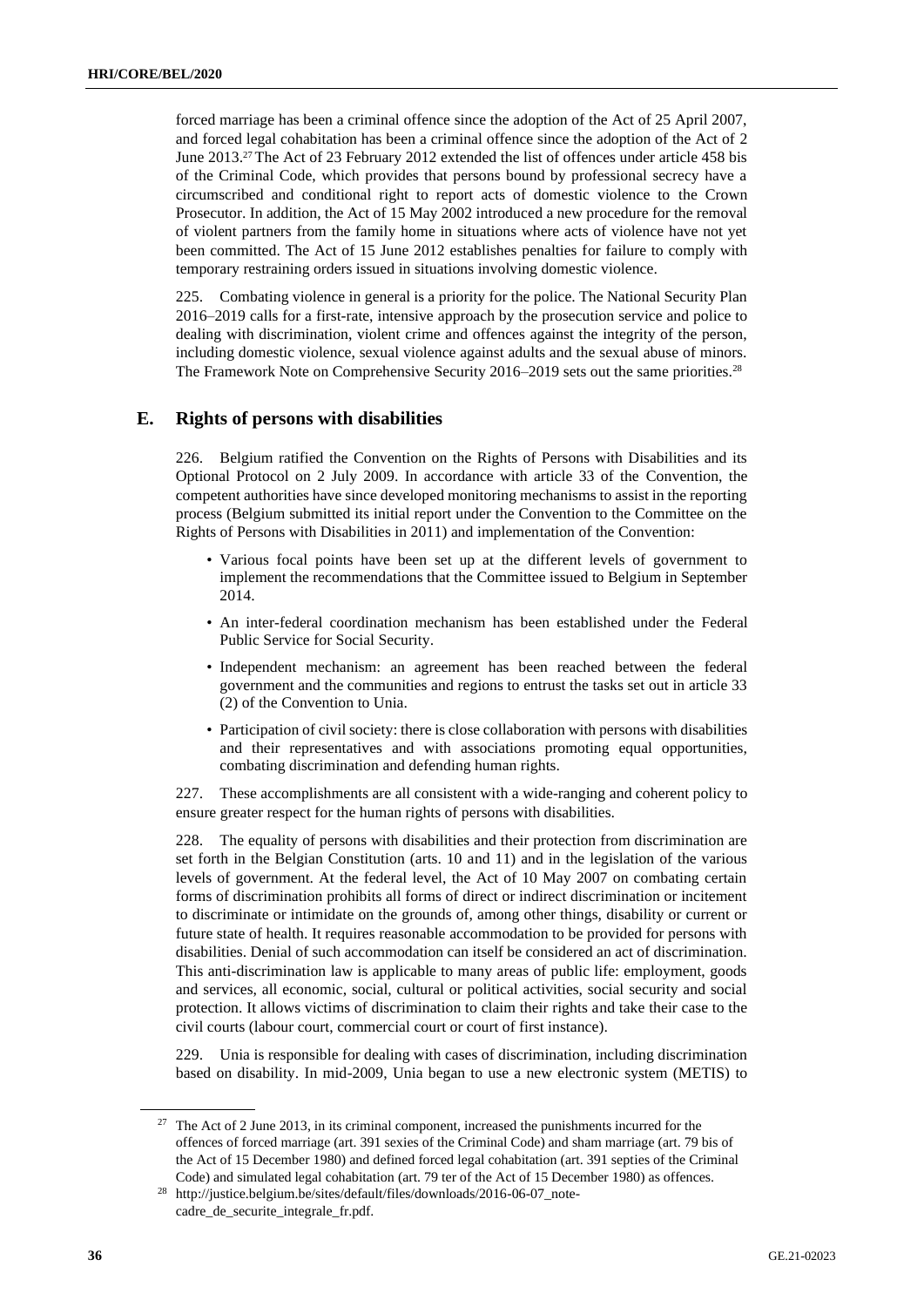forced marriage has been a criminal offence since the adoption of the Act of 25 April 2007, and forced legal cohabitation has been a criminal offence since the adoption of the Act of 2 June 2013.[27] The Act of 23 February 2012 extended the list of offences under article 458 bis of the Criminal Code, which provides that persons bound by professional secrecy have a circumscribed and conditional right to report acts of domestic violence to the Crown Prosecutor. In addition, the Act of 15 May 2002 introduced a new procedure for the removal of violent partners from the family home in situations where acts of violence have not yet been committed. The Act of 15 June 2012 establishes penalties for failure to comply with temporary restraining orders issued in situations involving domestic violence.

225. Combating violence in general is a priority for the police. The National Security Plan 2016–2019 calls for a first-rate, intensive approach by the prosecution service and police to dealing with discrimination, violent crime and offences against the integrity of the person, including domestic violence, sexual violence against adults and the sexual abuse of minors. The Framework Note on Comprehensive Security 2016–2019 sets out the same priorities.[28]

## E. Rights of persons with disabilities

226. Belgium ratified the Convention on the Rights of Persons with Disabilities and its Optional Protocol on 2 July 2009. In accordance with article 33 of the Convention, the competent authorities have since developed monitoring mechanisms to assist in the reporting process (Belgium submitted its initial report under the Convention to the Committee on the Rights of Persons with Disabilities in 2011) and implementation of the Convention:

- Various focal points have been set up at the different levels of government to implement the recommendations that the Committee issued to Belgium in September 2014.
- An inter-federal coordination mechanism has been established under the Federal Public Service for Social Security.
- Independent mechanism: an agreement has been reached between the federal government and the communities and regions to entrust the tasks set out in article 33 (2) of the Convention to Unia.
- Participation of civil society: there is close collaboration with persons with disabilities and their representatives and with associations promoting equal opportunities, combating discrimination and defending human rights.

227. These accomplishments are all consistent with a wide-ranging and coherent policy to ensure greater respect for the human rights of persons with disabilities.

228. The equality of persons with disabilities and their protection from discrimination are set forth in the Belgian Constitution (arts. 10 and 11) and in the legislation of the various levels of government. At the federal level, the Act of 10 May 2007 on combating certain forms of discrimination prohibits all forms of direct or indirect discrimination or incitement to discriminate or intimidate on the grounds of, among other things, disability or current or future state of health. It requires reasonable accommodation to be provided for persons with disabilities. Denial of such accommodation can itself be considered an act of discrimination. This anti-discrimination law is applicable to many areas of public life: employment, goods and services, all economic, social, cultural or political activities, social security and social protection. It allows victims of discrimination to claim their rights and take their case to the civil courts (labour court, commercial court or court of first instance).

229. Unia is responsible for dealing with cases of discrimination, including discrimination based on disability. In mid-2009, Unia began to use a new electronic system (METIS) to

---

[27] The Act of 2 June 2013, in its criminal component, increased the punishments incurred for the offences of forced marriage (art. 391 sexies of the Criminal Code) and sham marriage (art. 79 bis of the Act of 15 December 1980) and defined forced legal cohabitation (art. 391 septies of the Criminal Code) and simulated legal cohabitation (art. 79 ter of the Act of 15 December 1980) as offences.

[28] http://justice.belgium.be/sites/default/files/downloads/2016-06-07_note-cadre_de_securite_integrale_fr.pdf.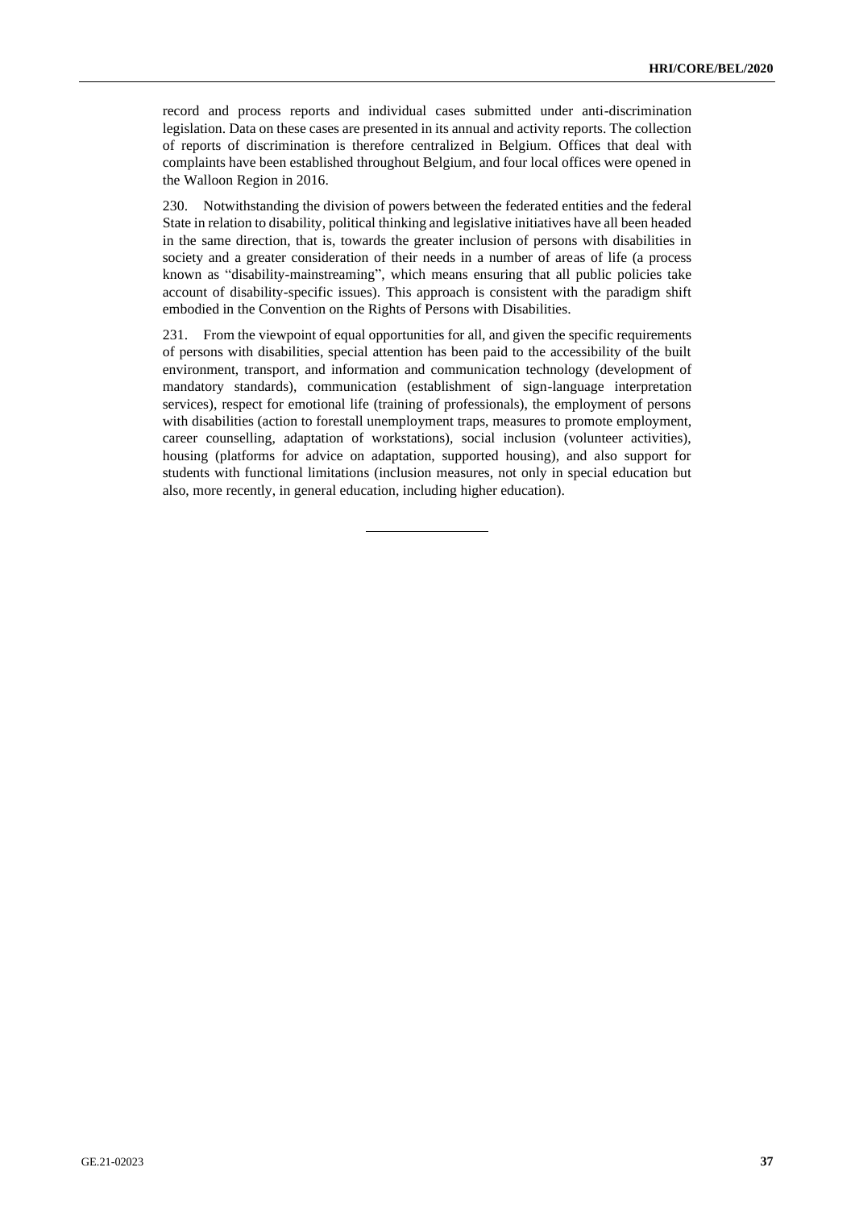record and process reports and individual cases submitted under anti-discrimination legislation. Data on these cases are presented in its annual and activity reports. The collection of reports of discrimination is therefore centralized in Belgium. Offices that deal with complaints have been established throughout Belgium, and four local offices were opened in the Walloon Region in 2016.

230. Notwithstanding the division of powers between the federated entities and the federal State in relation to disability, political thinking and legislative initiatives have all been headed in the same direction, that is, towards the greater inclusion of persons with disabilities in society and a greater consideration of their needs in a number of areas of life (a process known as "disability-mainstreaming", which means ensuring that all public policies take account of disability-specific issues). This approach is consistent with the paradigm shift embodied in the Convention on the Rights of Persons with Disabilities.

231. From the viewpoint of equal opportunities for all, and given the specific requirements of persons with disabilities, special attention has been paid to the accessibility of the built environment, transport, and information and communication technology (development of mandatory standards), communication (establishment of sign-language interpretation services), respect for emotional life (training of professionals), the employment of persons with disabilities (action to forestall unemployment traps, measures to promote employment, career counselling, adaptation of workstations), social inclusion (volunteer activities), housing (platforms for advice on adaptation, supported housing), and also support for students with functional limitations (inclusion measures, not only in special education but also, more recently, in general education, including higher education).